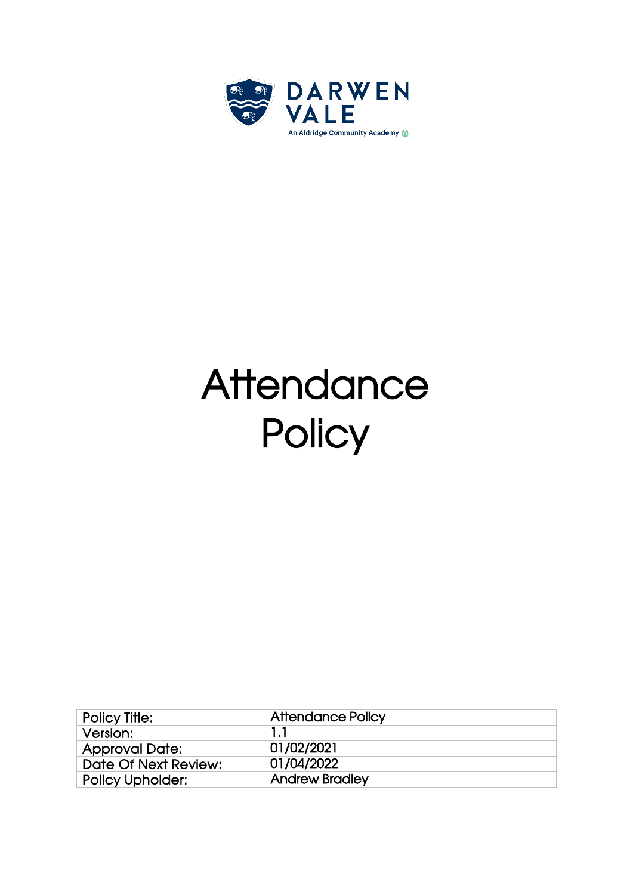DARWEN VALE

An Aldridge Community Academy

# Attendance Policy

| Policy Title: | Attendance Policy |
|---|---|
| Version: | 1.1 |
| Approval Date: | 01/02/2021 |
| Date Of Next Review: | 01/04/2022 |
| Policy Upholder: | Andrew Bradley |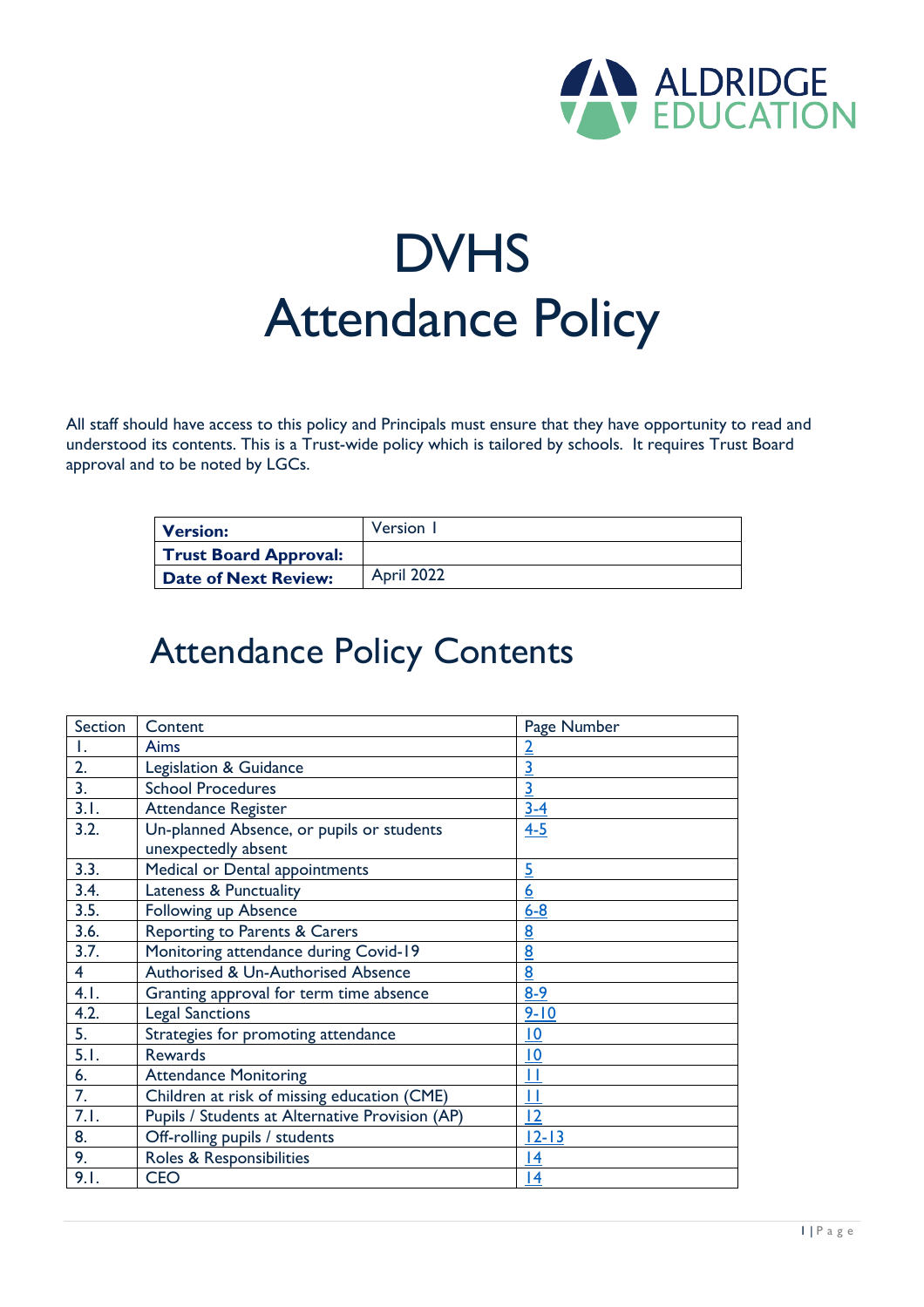# DVHS
# Attendance Policy

All staff should have access to this policy and Principals must ensure that they have opportunity to read and understood its contents. This is a Trust-wide policy which is tailored by schools. It requires Trust Board approval and to be noted by LGCs.

| **Version:** | Version 1 |
|---|---|
| **Trust Board Approval:** | |
| **Date of Next Review:** | April 2022 |

## Attendance Policy Contents

| Section | Content | Page Number |
|---|---|---|
| 1. | Aims | 2 |
| 2. | Legislation & Guidance | 3 |
| 3. | School Procedures | 3 |
| 3.1. | Attendance Register | 3-4 |
| 3.2. | Un-planned Absence, or pupils or students unexpectedly absent | 4-5 |
| 3.3. | Medical or Dental appointments | 5 |
| 3.4. | Lateness & Punctuality | 6 |
| 3.5. | Following up Absence | 6-8 |
| 3.6. | Reporting to Parents & Carers | 8 |
| 3.7. | Monitoring attendance during Covid-19 | 8 |
| 4 | Authorised & Un-Authorised Absence | 8 |
| 4.1. | Granting approval for term time absence | 8-9 |
| 4.2. | Legal Sanctions | 9-10 |
| 5. | Strategies for promoting attendance | 10 |
| 5.1. | Rewards | 10 |
| 6. | Attendance Monitoring | 11 |
| 7. | Children at risk of missing education (CME) | 11 |
| 7.1. | Pupils / Students at Alternative Provision (AP) | 12 |
| 8. | Off-rolling pupils / students | 12-13 |
| 9. | Roles & Responsibilities | 14 |
| 9.1. | CEO | 14 |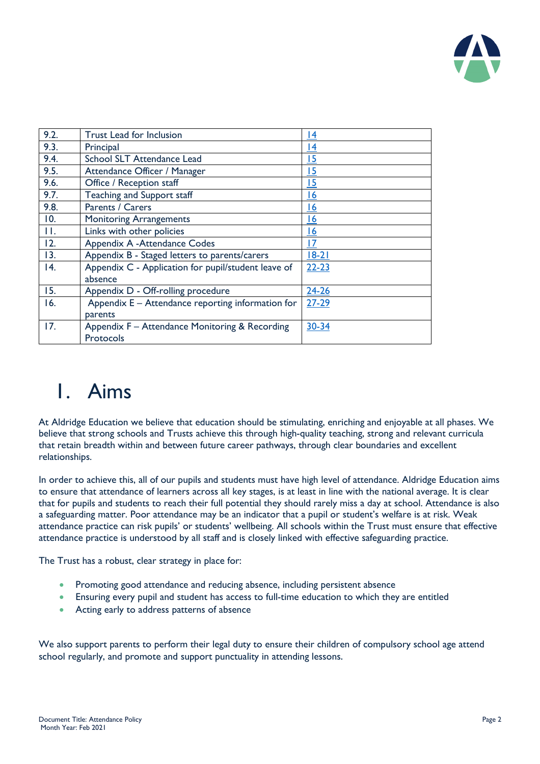| | | |
|---|---|---|
| 9.2. | Trust Lead for Inclusion | 14 |
| 9.3. | Principal | 14 |
| 9.4. | School SLT Attendance Lead | 15 |
| 9.5. | Attendance Officer / Manager | 15 |
| 9.6. | Office / Reception staff | 15 |
| 9.7. | Teaching and Support staff | 16 |
| 9.8. | Parents / Carers | 16 |
| 10. | Monitoring Arrangements | 16 |
| 11. | Links with other policies | 16 |
| 12. | Appendix A -Attendance Codes | 17 |
| 13. | Appendix B - Staged letters to parents/carers | 18-21 |
| 14. | Appendix C - Application for pupil/student leave of absence | 22-23 |
| 15. | Appendix D - Off-rolling procedure | 24-26 |
| 16. | Appendix E – Attendance reporting information for parents | 27-29 |
| 17. | Appendix F – Attendance Monitoring & Recording Protocols | 30-34 |

# 1. Aims

At Aldridge Education we believe that education should be stimulating, enriching and enjoyable at all phases. We believe that strong schools and Trusts achieve this through high-quality teaching, strong and relevant curricula that retain breadth within and between future career pathways, through clear boundaries and excellent relationships.

In order to achieve this, all of our pupils and students must have high level of attendance. Aldridge Education aims to ensure that attendance of learners across all key stages, is at least in line with the national average. It is clear that for pupils and students to reach their full potential they should rarely miss a day at school. Attendance is also a safeguarding matter. Poor attendance may be an indicator that a pupil or student's welfare is at risk. Weak attendance practice can risk pupils' or students' wellbeing. All schools within the Trust must ensure that effective attendance practice is understood by all staff and is closely linked with effective safeguarding practice.

The Trust has a robust, clear strategy in place for:

- Promoting good attendance and reducing absence, including persistent absence
- Ensuring every pupil and student has access to full-time education to which they are entitled
- Acting early to address patterns of absence

We also support parents to perform their legal duty to ensure their children of compulsory school age attend school regularly, and promote and support punctuality in attending lessons.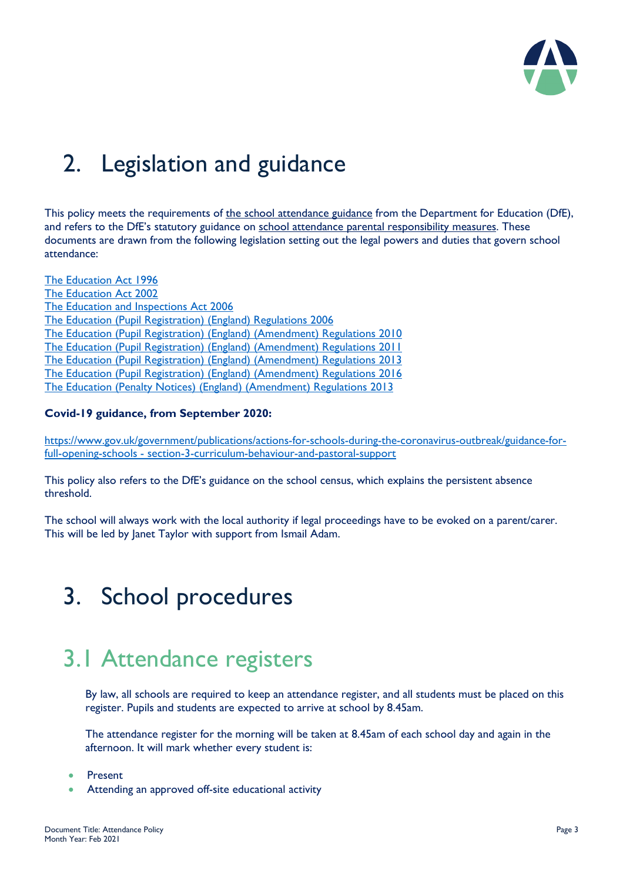# 2. Legislation and guidance

This policy meets the requirements of the school attendance guidance from the Department for Education (DfE), and refers to the DfE's statutory guidance on school attendance parental responsibility measures. These documents are drawn from the following legislation setting out the legal powers and duties that govern school attendance:

The Education Act 1996
The Education Act 2002
The Education and Inspections Act 2006
The Education (Pupil Registration) (England) Regulations 2006
The Education (Pupil Registration) (England) (Amendment) Regulations 2010
The Education (Pupil Registration) (England) (Amendment) Regulations 2011
The Education (Pupil Registration) (England) (Amendment) Regulations 2013
The Education (Pupil Registration) (England) (Amendment) Regulations 2016
The Education (Penalty Notices) (England) (Amendment) Regulations 2013

**Covid-19 guidance, from September 2020:**

https://www.gov.uk/government/publications/actions-for-schools-during-the-coronavirus-outbreak/guidance-for-full-opening-schools - section-3-curriculum-behaviour-and-pastoral-support

This policy also refers to the DfE's guidance on the school census, which explains the persistent absence threshold.

The school will always work with the local authority if legal proceedings have to be evoked on a parent/carer. This will be led by Janet Taylor with support from Ismail Adam.

# 3. School procedures

## 3.1 Attendance registers

By law, all schools are required to keep an attendance register, and all students must be placed on this register. Pupils and students are expected to arrive at school by 8.45am.

The attendance register for the morning will be taken at 8.45am of each school day and again in the afternoon. It will mark whether every student is:

- Present
- Attending an approved off-site educational activity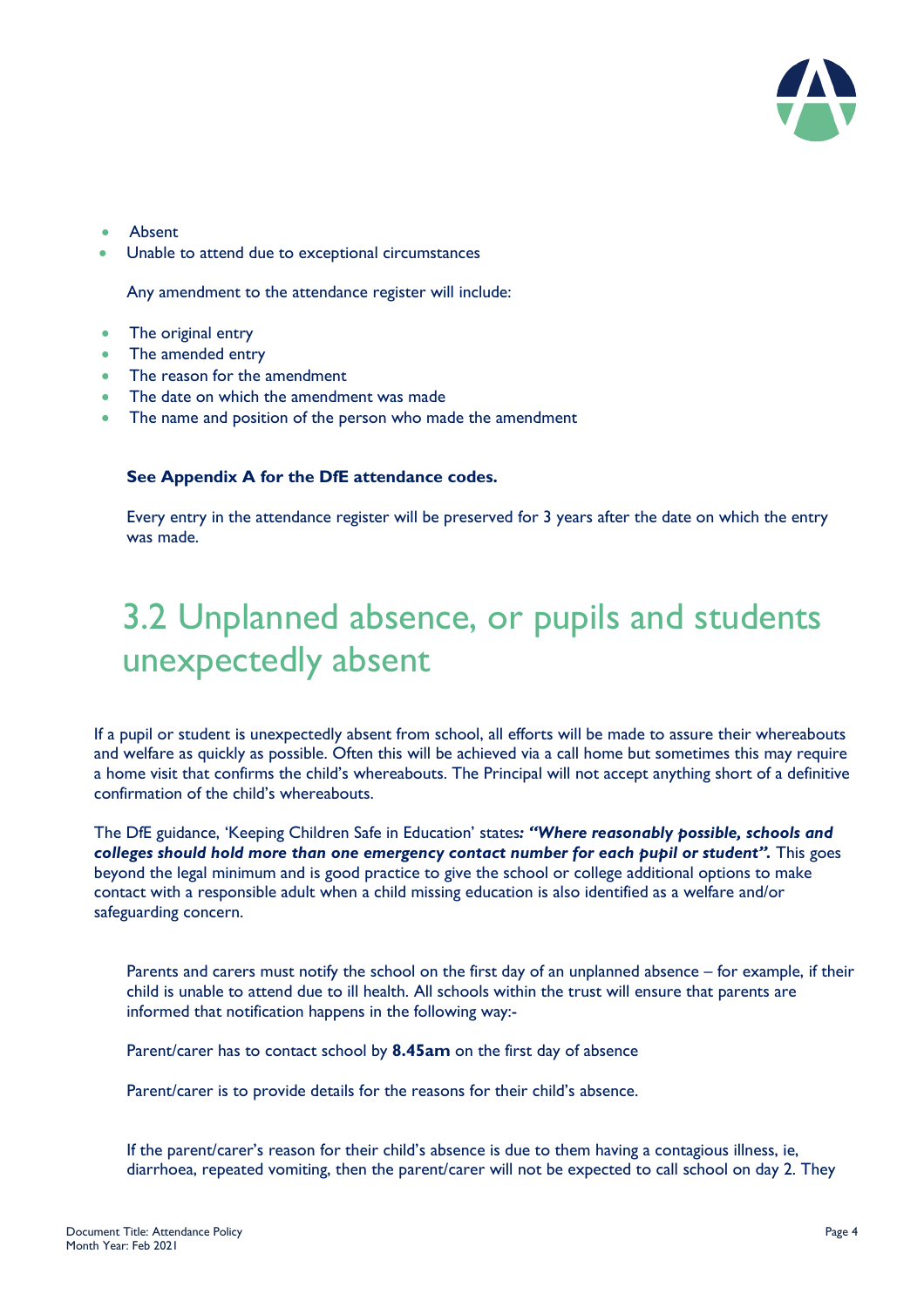- Absent
- Unable to attend due to exceptional circumstances

Any amendment to the attendance register will include:

- The original entry
- The amended entry
- The reason for the amendment
- The date on which the amendment was made
- The name and position of the person who made the amendment

**See Appendix A for the DfE attendance codes.**

Every entry in the attendance register will be preserved for 3 years after the date on which the entry was made.

## 3.2 Unplanned absence, or pupils and students unexpectedly absent

If a pupil or student is unexpectedly absent from school, all efforts will be made to assure their whereabouts and welfare as quickly as possible. Often this will be achieved via a call home but sometimes this may require a home visit that confirms the child's whereabouts. The Principal will not accept anything short of a definitive confirmation of the child's whereabouts.

The DfE guidance, 'Keeping Children Safe in Education' states***: "Where reasonably possible, schools and colleges should hold more than one emergency contact number for each pupil or student".*** This goes beyond the legal minimum and is good practice to give the school or college additional options to make contact with a responsible adult when a child missing education is also identified as a welfare and/or safeguarding concern.

Parents and carers must notify the school on the first day of an unplanned absence – for example, if their child is unable to attend due to ill health. All schools within the trust will ensure that parents are informed that notification happens in the following way:-

Parent/carer has to contact school by **8.45am** on the first day of absence

Parent/carer is to provide details for the reasons for their child's absence.

If the parent/carer's reason for their child's absence is due to them having a contagious illness, ie, diarrhoea, repeated vomiting, then the parent/carer will not be expected to call school on day 2. They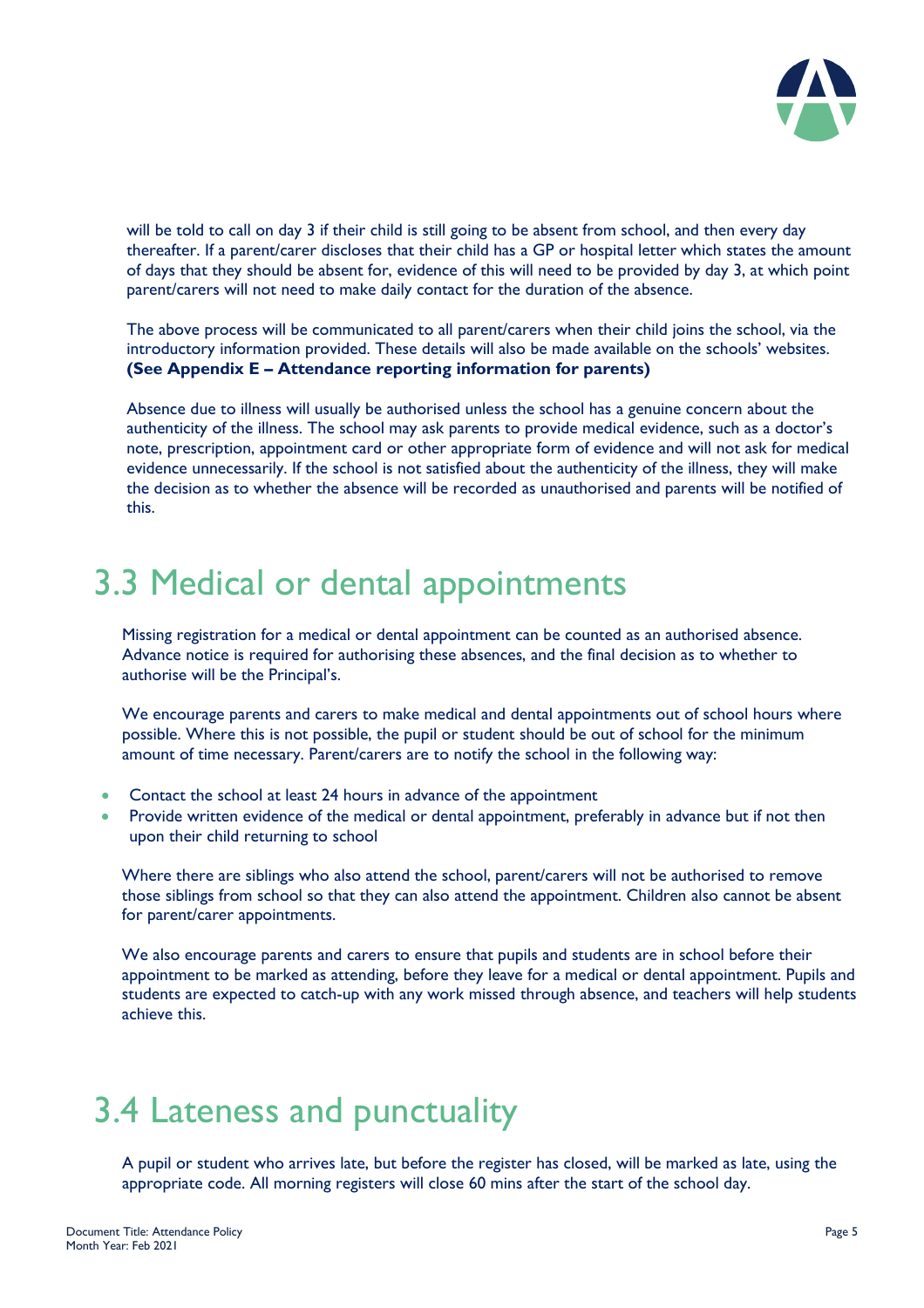will be told to call on day 3 if their child is still going to be absent from school, and then every day thereafter. If a parent/carer discloses that their child has a GP or hospital letter which states the amount of days that they should be absent for, evidence of this will need to be provided by day 3, at which point parent/carers will not need to make daily contact for the duration of the absence.

The above process will be communicated to all parent/carers when their child joins the school, via the introductory information provided. These details will also be made available on the schools' websites. **(See Appendix E – Attendance reporting information for parents)**

Absence due to illness will usually be authorised unless the school has a genuine concern about the authenticity of the illness. The school may ask parents to provide medical evidence, such as a doctor's note, prescription, appointment card or other appropriate form of evidence and will not ask for medical evidence unnecessarily. If the school is not satisfied about the authenticity of the illness, they will make the decision as to whether the absence will be recorded as unauthorised and parents will be notified of this.

# 3.3 Medical or dental appointments

Missing registration for a medical or dental appointment can be counted as an authorised absence. Advance notice is required for authorising these absences, and the final decision as to whether to authorise will be the Principal's.

We encourage parents and carers to make medical and dental appointments out of school hours where possible. Where this is not possible, the pupil or student should be out of school for the minimum amount of time necessary. Parent/carers are to notify the school in the following way:

- Contact the school at least 24 hours in advance of the appointment
- Provide written evidence of the medical or dental appointment, preferably in advance but if not then upon their child returning to school

Where there are siblings who also attend the school, parent/carers will not be authorised to remove those siblings from school so that they can also attend the appointment. Children also cannot be absent for parent/carer appointments.

We also encourage parents and carers to ensure that pupils and students are in school before their appointment to be marked as attending, before they leave for a medical or dental appointment. Pupils and students are expected to catch-up with any work missed through absence, and teachers will help students achieve this.

# 3.4 Lateness and punctuality

A pupil or student who arrives late, but before the register has closed, will be marked as late, using the appropriate code. All morning registers will close 60 mins after the start of the school day.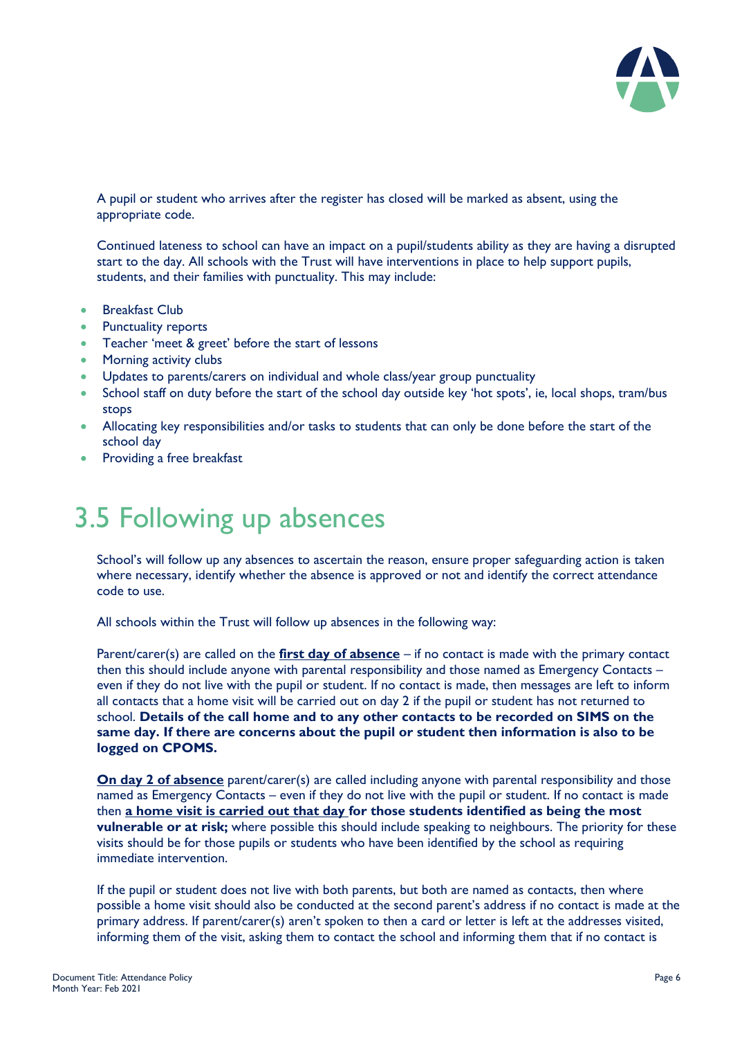A pupil or student who arrives after the register has closed will be marked as absent, using the appropriate code.

Continued lateness to school can have an impact on a pupil/students ability as they are having a disrupted start to the day. All schools with the Trust will have interventions in place to help support pupils, students, and their families with punctuality. This may include:

- Breakfast Club
- Punctuality reports
- Teacher 'meet & greet' before the start of lessons
- Morning activity clubs
- Updates to parents/carers on individual and whole class/year group punctuality
- School staff on duty before the start of the school day outside key 'hot spots', ie, local shops, tram/bus stops
- Allocating key responsibilities and/or tasks to students that can only be done before the start of the school day
- Providing a free breakfast

## 3.5 Following up absences

School's will follow up any absences to ascertain the reason, ensure proper safeguarding action is taken where necessary, identify whether the absence is approved or not and identify the correct attendance code to use.

All schools within the Trust will follow up absences in the following way:

Parent/carer(s) are called on the **<u>first day of absence</u>** – if no contact is made with the primary contact then this should include anyone with parental responsibility and those named as Emergency Contacts – even if they do not live with the pupil or student. If no contact is made, then messages are left to inform all contacts that a home visit will be carried out on day 2 if the pupil or student has not returned to school. **Details of the call home and to any other contacts to be recorded on SIMS on the same day. If there are concerns about the pupil or student then information is also to be logged on CPOMS.**

**<u>On day 2 of absence</u>** parent/carer(s) are called including anyone with parental responsibility and those named as Emergency Contacts – even if they do not live with the pupil or student. If no contact is made then **<u>a home visit is carried out that day</u> for those students identified as being the most vulnerable or at risk;** where possible this should include speaking to neighbours. The priority for these visits should be for those pupils or students who have been identified by the school as requiring immediate intervention.

If the pupil or student does not live with both parents, but both are named as contacts, then where possible a home visit should also be conducted at the second parent's address if no contact is made at the primary address. If parent/carer(s) aren't spoken to then a card or letter is left at the addresses visited, informing them of the visit, asking them to contact the school and informing them that if no contact is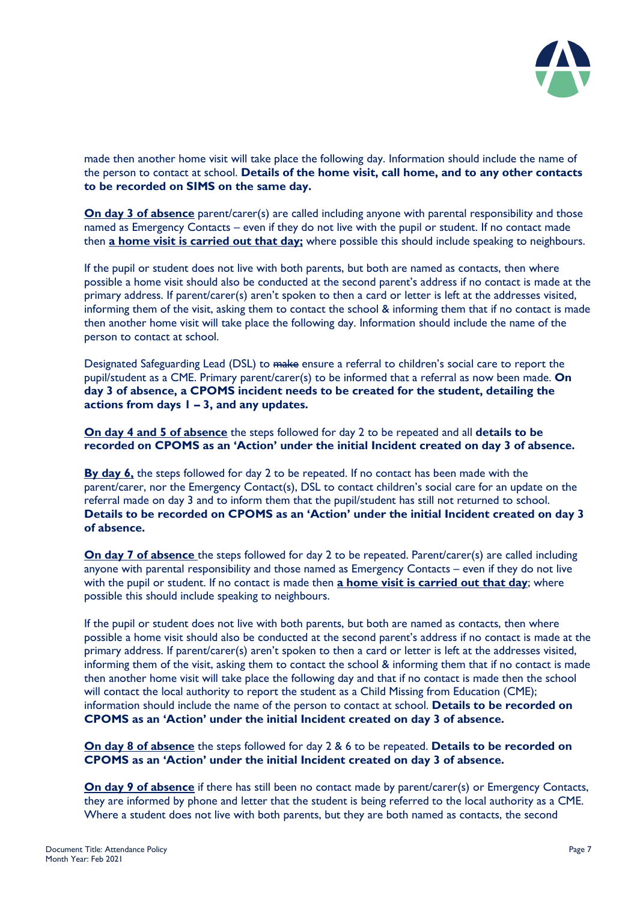made then another home visit will take place the following day. Information should include the name of the person to contact at school. **Details of the home visit, call home, and to any other contacts to be recorded on SIMS on the same day.**

**On day 3 of absence** parent/carer(s) are called including anyone with parental responsibility and those named as Emergency Contacts – even if they do not live with the pupil or student. If no contact made then **a home visit is carried out that day;** where possible this should include speaking to neighbours.

If the pupil or student does not live with both parents, but both are named as contacts, then where possible a home visit should also be conducted at the second parent's address if no contact is made at the primary address. If parent/carer(s) aren't spoken to then a card or letter is left at the addresses visited, informing them of the visit, asking them to contact the school & informing them that if no contact is made then another home visit will take place the following day. Information should include the name of the person to contact at school.

Designated Safeguarding Lead (DSL) to ~~make~~ ensure a referral to children's social care to report the pupil/student as a CME. Primary parent/carer(s) to be informed that a referral as now been made. **On day 3 of absence, a CPOMS incident needs to be created for the student, detailing the actions from days 1 – 3, and any updates.**

**On day 4 and 5 of absence** the steps followed for day 2 to be repeated and all **details to be recorded on CPOMS as an 'Action' under the initial Incident created on day 3 of absence.**

**By day 6,** the steps followed for day 2 to be repeated. If no contact has been made with the parent/carer, nor the Emergency Contact(s), DSL to contact children's social care for an update on the referral made on day 3 and to inform them that the pupil/student has still not returned to school. **Details to be recorded on CPOMS as an 'Action' under the initial Incident created on day 3 of absence.**

**On day 7 of absence** the steps followed for day 2 to be repeated. Parent/carer(s) are called including anyone with parental responsibility and those named as Emergency Contacts – even if they do not live with the pupil or student. If no contact is made then **a home visit is carried out that day**; where possible this should include speaking to neighbours.

If the pupil or student does not live with both parents, but both are named as contacts, then where possible a home visit should also be conducted at the second parent's address if no contact is made at the primary address. If parent/carer(s) aren't spoken to then a card or letter is left at the addresses visited, informing them of the visit, asking them to contact the school & informing them that if no contact is made then another home visit will take place the following day and that if no contact is made then the school will contact the local authority to report the student as a Child Missing from Education (CME); information should include the name of the person to contact at school. **Details to be recorded on CPOMS as an 'Action' under the initial Incident created on day 3 of absence.**

**On day 8 of absence** the steps followed for day 2 & 6 to be repeated. **Details to be recorded on CPOMS as an 'Action' under the initial Incident created on day 3 of absence.**

**On day 9 of absence** if there has still been no contact made by parent/carer(s) or Emergency Contacts, they are informed by phone and letter that the student is being referred to the local authority as a CME. Where a student does not live with both parents, but they are both named as contacts, the second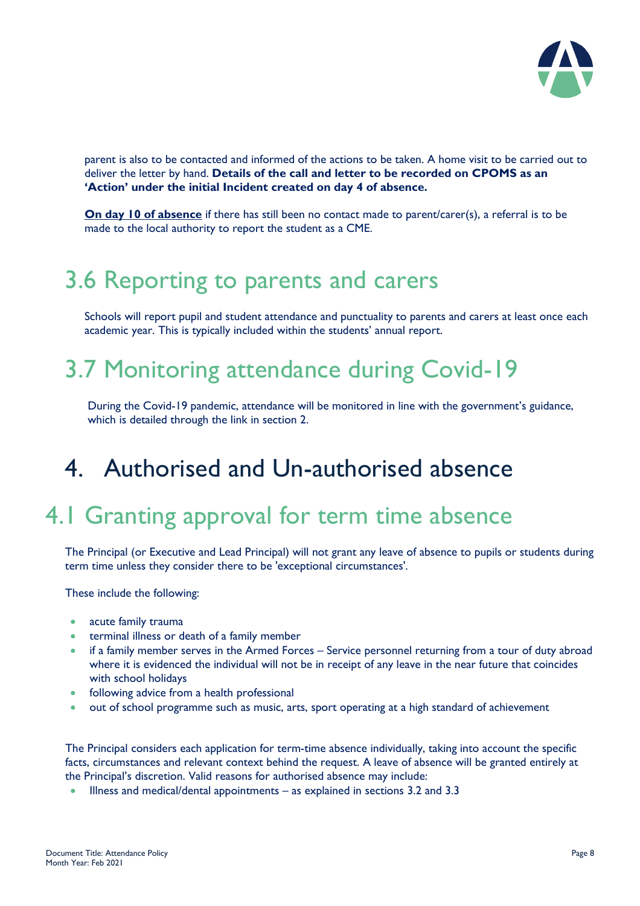parent is also to be contacted and informed of the actions to be taken. A home visit to be carried out to deliver the letter by hand. **Details of the call and letter to be recorded on CPOMS as an 'Action' under the initial Incident created on day 4 of absence.**

**On day 10 of absence** if there has still been no contact made to parent/carer(s), a referral is to be made to the local authority to report the student as a CME.

## 3.6 Reporting to parents and carers

Schools will report pupil and student attendance and punctuality to parents and carers at least once each academic year. This is typically included within the students' annual report.

## 3.7 Monitoring attendance during Covid-19

During the Covid-19 pandemic, attendance will be monitored in line with the government's guidance, which is detailed through the link in section 2.

# 4. Authorised and Un-authorised absence

## 4.1 Granting approval for term time absence

The Principal (or Executive and Lead Principal) will not grant any leave of absence to pupils or students during term time unless they consider there to be 'exceptional circumstances'.

These include the following:

- acute family trauma
- terminal illness or death of a family member
- if a family member serves in the Armed Forces – Service personnel returning from a tour of duty abroad where it is evidenced the individual will not be in receipt of any leave in the near future that coincides with school holidays
- following advice from a health professional
- out of school programme such as music, arts, sport operating at a high standard of achievement

The Principal considers each application for term-time absence individually, taking into account the specific facts, circumstances and relevant context behind the request. A leave of absence will be granted entirely at the Principal's discretion. Valid reasons for authorised absence may include:

- Illness and medical/dental appointments – as explained in sections 3.2 and 3.3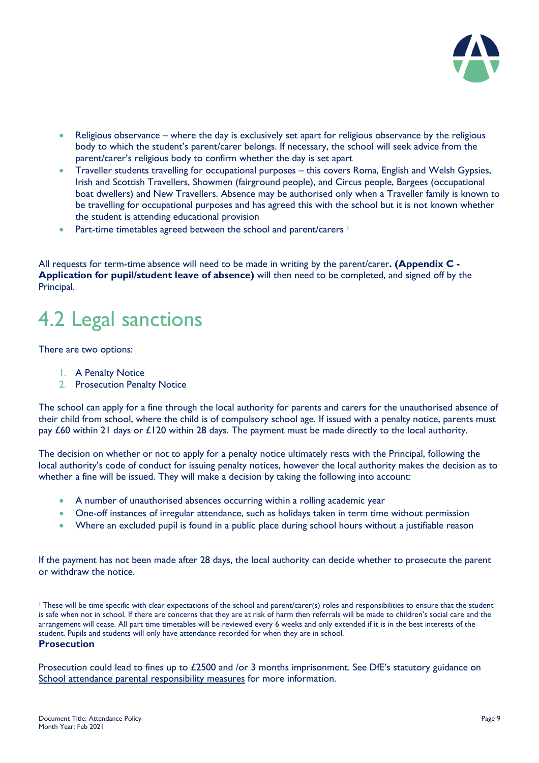- Religious observance – where the day is exclusively set apart for religious observance by the religious body to which the student's parent/carer belongs. If necessary, the school will seek advice from the parent/carer's religious body to confirm whether the day is set apart
- Traveller students travelling for occupational purposes – this covers Roma, English and Welsh Gypsies, Irish and Scottish Travellers, Showmen (fairground people), and Circus people, Bargees (occupational boat dwellers) and New Travellers. Absence may be authorised only when a Traveller family is known to be travelling for occupational purposes and has agreed this with the school but it is not known whether the student is attending educational provision
- Part-time timetables agreed between the school and parent/carers [1]

All requests for term-time absence will need to be made in writing by the parent/carer**. (Appendix C - Application for pupil/student leave of absence)** will then need to be completed, and signed off by the Principal.

## 4.2 Legal sanctions

There are two options:

1. A Penalty Notice
2. Prosecution Penalty Notice

The school can apply for a fine through the local authority for parents and carers for the unauthorised absence of their child from school, where the child is of compulsory school age. If issued with a penalty notice, parents must pay £60 within 21 days or £120 within 28 days. The payment must be made directly to the local authority.

The decision on whether or not to apply for a penalty notice ultimately rests with the Principal, following the local authority's code of conduct for issuing penalty notices, however the local authority makes the decision as to whether a fine will be issued. They will make a decision by taking the following into account:

- A number of unauthorised absences occurring within a rolling academic year
- One-off instances of irregular attendance, such as holidays taken in term time without permission
- Where an excluded pupil is found in a public place during school hours without a justifiable reason

If the payment has not been made after 28 days, the local authority can decide whether to prosecute the parent or withdraw the notice.

[1] These will be time specific with clear expectations of the school and parent/carer(s) roles and responsibilities to ensure that the student is safe when not in school. If there are concerns that they are at risk of harm then referrals will be made to children's social care and the arrangement will cease. All part time timetables will be reviewed every 6 weeks and only extended if it is in the best interests of the student. Pupils and students will only have attendance recorded for when they are in school.

**Prosecution**

Prosecution could lead to fines up to £2500 and /or 3 months imprisonment. See DfE's statutory guidance on School attendance parental responsibility measures for more information.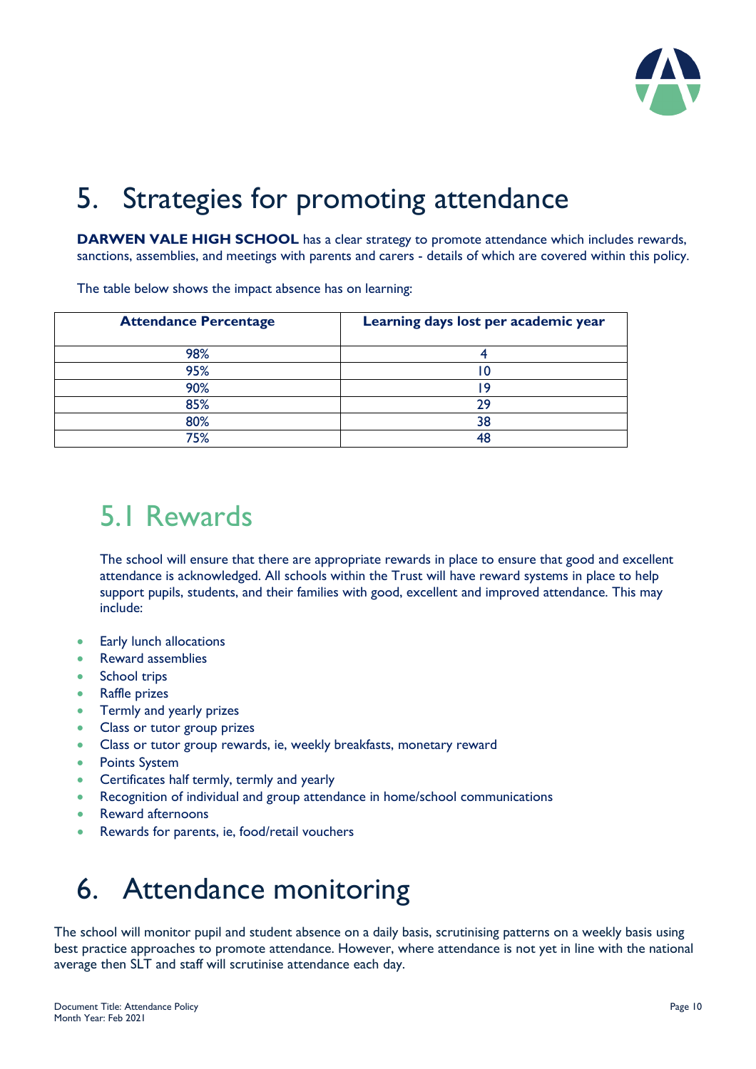# 5. Strategies for promoting attendance

**DARWEN VALE HIGH SCHOOL** has a clear strategy to promote attendance which includes rewards, sanctions, assemblies, and meetings with parents and carers - details of which are covered within this policy.

The table below shows the impact absence has on learning:

| Attendance Percentage | Learning days lost per academic year |
|---|---|
| 98% | 4 |
| 95% | 10 |
| 90% | 19 |
| 85% | 29 |
| 80% | 38 |
| 75% | 48 |

## 5.1 Rewards

The school will ensure that there are appropriate rewards in place to ensure that good and excellent attendance is acknowledged. All schools within the Trust will have reward systems in place to help support pupils, students, and their families with good, excellent and improved attendance. This may include:

- Early lunch allocations
- Reward assemblies
- School trips
- Raffle prizes
- Termly and yearly prizes
- Class or tutor group prizes
- Class or tutor group rewards, ie, weekly breakfasts, monetary reward
- Points System
- Certificates half termly, termly and yearly
- Recognition of individual and group attendance in home/school communications
- Reward afternoons
- Rewards for parents, ie, food/retail vouchers

# 6. Attendance monitoring

The school will monitor pupil and student absence on a daily basis, scrutinising patterns on a weekly basis using best practice approaches to promote attendance. However, where attendance is not yet in line with the national average then SLT and staff will scrutinise attendance each day.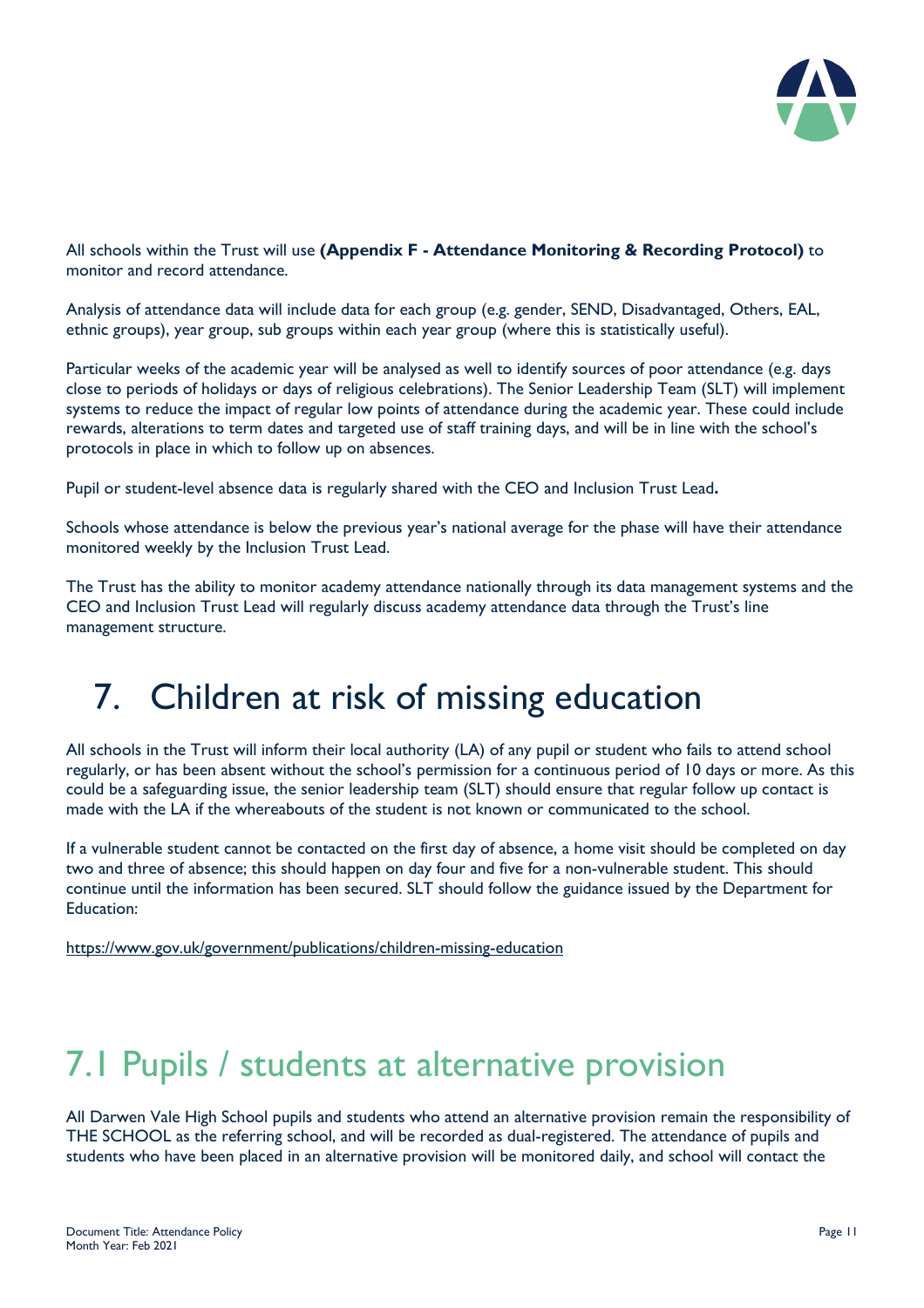All schools within the Trust will use **(Appendix F - Attendance Monitoring & Recording Protocol)** to monitor and record attendance.

Analysis of attendance data will include data for each group (e.g. gender, SEND, Disadvantaged, Others, EAL, ethnic groups), year group, sub groups within each year group (where this is statistically useful).

Particular weeks of the academic year will be analysed as well to identify sources of poor attendance (e.g. days close to periods of holidays or days of religious celebrations). The Senior Leadership Team (SLT) will implement systems to reduce the impact of regular low points of attendance during the academic year. These could include rewards, alterations to term dates and targeted use of staff training days, and will be in line with the school's protocols in place in which to follow up on absences.

Pupil or student-level absence data is regularly shared with the CEO and Inclusion Trust Lead**.**

Schools whose attendance is below the previous year's national average for the phase will have their attendance monitored weekly by the Inclusion Trust Lead.

The Trust has the ability to monitor academy attendance nationally through its data management systems and the CEO and Inclusion Trust Lead will regularly discuss academy attendance data through the Trust's line management structure.

# 7. Children at risk of missing education

All schools in the Trust will inform their local authority (LA) of any pupil or student who fails to attend school regularly, or has been absent without the school's permission for a continuous period of 10 days or more. As this could be a safeguarding issue, the senior leadership team (SLT) should ensure that regular follow up contact is made with the LA if the whereabouts of the student is not known or communicated to the school.

If a vulnerable student cannot be contacted on the first day of absence, a home visit should be completed on day two and three of absence; this should happen on day four and five for a non-vulnerable student. This should continue until the information has been secured. SLT should follow the guidance issued by the Department for Education:

https://www.gov.uk/government/publications/children-missing-education

## 7.1 Pupils / students at alternative provision

All Darwen Vale High School pupils and students who attend an alternative provision remain the responsibility of THE SCHOOL as the referring school, and will be recorded as dual-registered. The attendance of pupils and students who have been placed in an alternative provision will be monitored daily, and school will contact the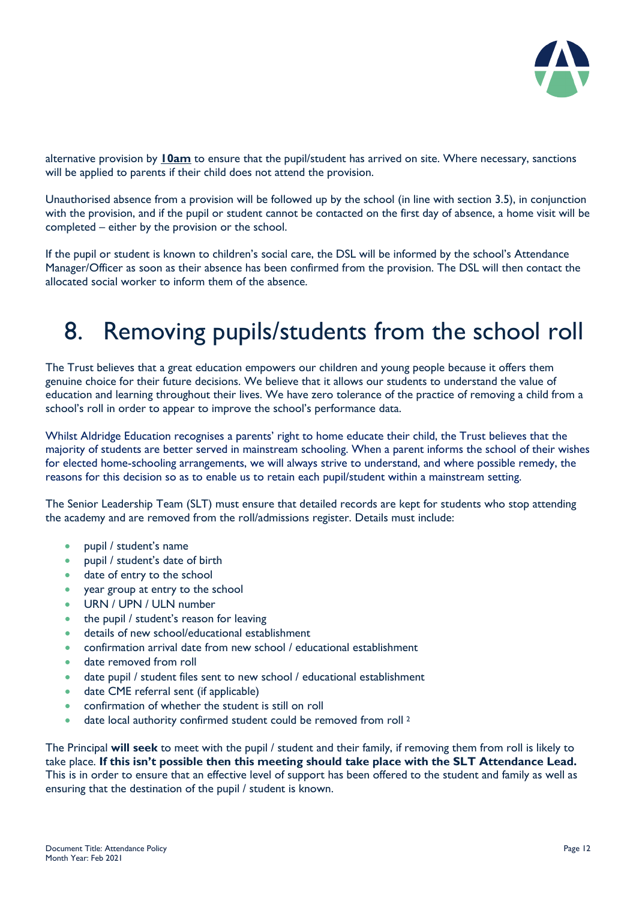alternative provision by **10am** to ensure that the pupil/student has arrived on site. Where necessary, sanctions will be applied to parents if their child does not attend the provision.

Unauthorised absence from a provision will be followed up by the school (in line with section 3.5), in conjunction with the provision, and if the pupil or student cannot be contacted on the first day of absence, a home visit will be completed – either by the provision or the school.

If the pupil or student is known to children's social care, the DSL will be informed by the school's Attendance Manager/Officer as soon as their absence has been confirmed from the provision. The DSL will then contact the allocated social worker to inform them of the absence.

# 8. Removing pupils/students from the school roll

The Trust believes that a great education empowers our children and young people because it offers them genuine choice for their future decisions. We believe that it allows our students to understand the value of education and learning throughout their lives. We have zero tolerance of the practice of removing a child from a school's roll in order to appear to improve the school's performance data.

Whilst Aldridge Education recognises a parents' right to home educate their child, the Trust believes that the majority of students are better served in mainstream schooling. When a parent informs the school of their wishes for elected home-schooling arrangements, we will always strive to understand, and where possible remedy, the reasons for this decision so as to enable us to retain each pupil/student within a mainstream setting.

The Senior Leadership Team (SLT) must ensure that detailed records are kept for students who stop attending the academy and are removed from the roll/admissions register. Details must include:

- pupil / student's name
- pupil / student's date of birth
- date of entry to the school
- year group at entry to the school
- URN / UPN / ULN number
- the pupil / student's reason for leaving
- details of new school/educational establishment
- confirmation arrival date from new school / educational establishment
- date removed from roll
- date pupil / student files sent to new school / educational establishment
- date CME referral sent (if applicable)
- confirmation of whether the student is still on roll
- date local authority confirmed student could be removed from roll [2]

The Principal **will seek** to meet with the pupil / student and their family, if removing them from roll is likely to take place. **If this isn't possible then this meeting should take place with the SLT Attendance Lead.** This is in order to ensure that an effective level of support has been offered to the student and family as well as ensuring that the destination of the pupil / student is known.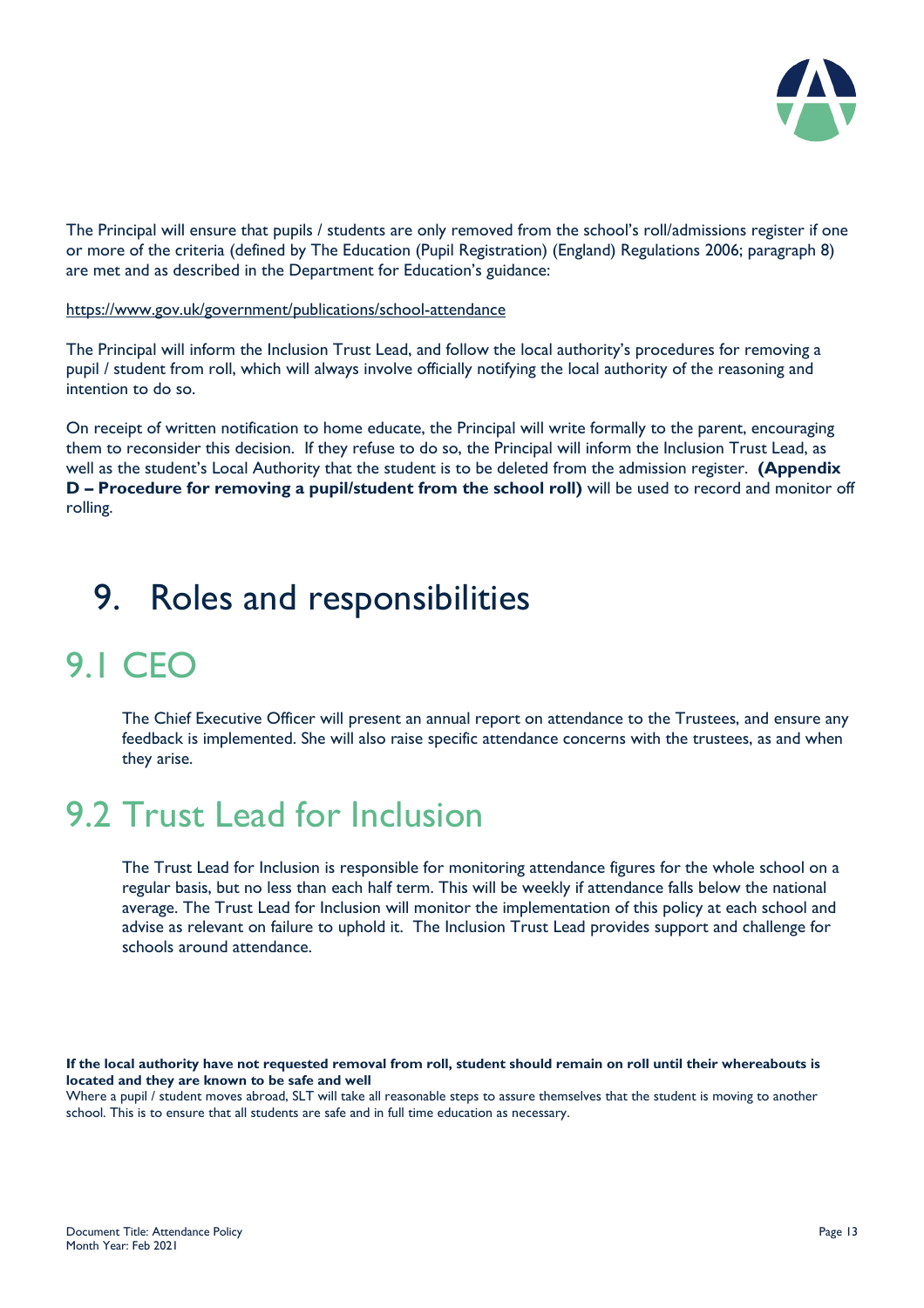The Principal will ensure that pupils / students are only removed from the school's roll/admissions register if one or more of the criteria (defined by The Education (Pupil Registration) (England) Regulations 2006; paragraph 8) are met and as described in the Department for Education's guidance:

https://www.gov.uk/government/publications/school-attendance

The Principal will inform the Inclusion Trust Lead, and follow the local authority's procedures for removing a pupil / student from roll, which will always involve officially notifying the local authority of the reasoning and intention to do so.

On receipt of written notification to home educate, the Principal will write formally to the parent, encouraging them to reconsider this decision. If they refuse to do so, the Principal will inform the Inclusion Trust Lead, as well as the student's Local Authority that the student is to be deleted from the admission register. **(Appendix D – Procedure for removing a pupil/student from the school roll)** will be used to record and monitor off rolling.

# 9. Roles and responsibilities

## 9.1 CEO

The Chief Executive Officer will present an annual report on attendance to the Trustees, and ensure any feedback is implemented. She will also raise specific attendance concerns with the trustees, as and when they arise.

## 9.2 Trust Lead for Inclusion

The Trust Lead for Inclusion is responsible for monitoring attendance figures for the whole school on a regular basis, but no less than each half term. This will be weekly if attendance falls below the national average. The Trust Lead for Inclusion will monitor the implementation of this policy at each school and advise as relevant on failure to uphold it. The Inclusion Trust Lead provides support and challenge for schools around attendance.

**If the local authority have not requested removal from roll, student should remain on roll until their whereabouts is located and they are known to be safe and well**

Where a pupil / student moves abroad, SLT will take all reasonable steps to assure themselves that the student is moving to another school. This is to ensure that all students are safe and in full time education as necessary.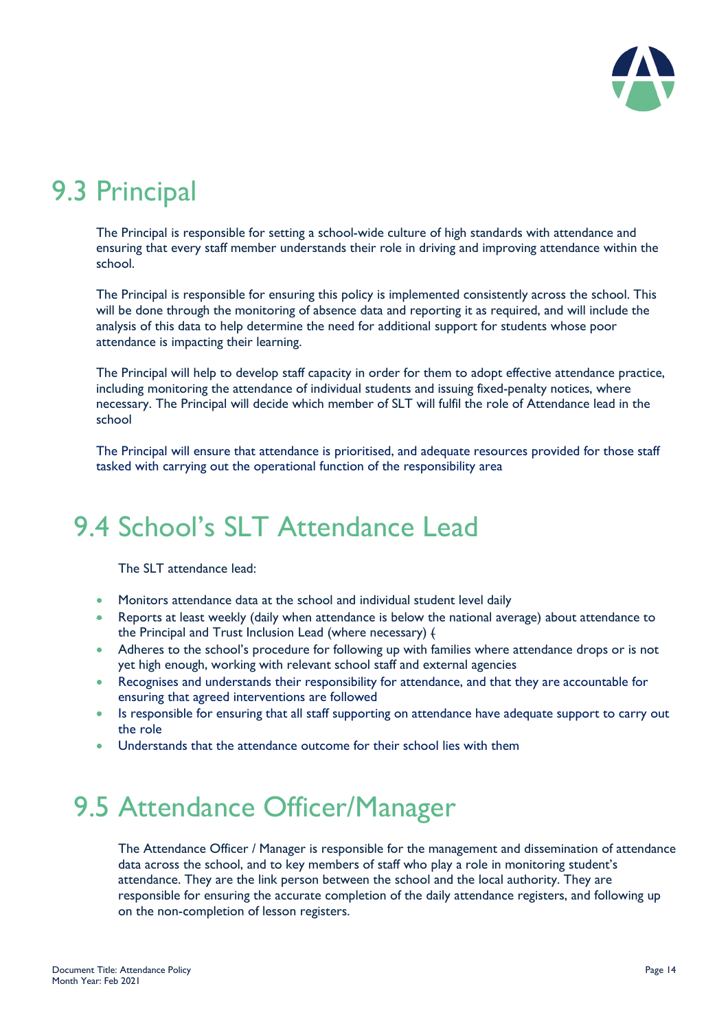## 9.3 Principal

The Principal is responsible for setting a school-wide culture of high standards with attendance and ensuring that every staff member understands their role in driving and improving attendance within the school.

The Principal is responsible for ensuring this policy is implemented consistently across the school. This will be done through the monitoring of absence data and reporting it as required, and will include the analysis of this data to help determine the need for additional support for students whose poor attendance is impacting their learning.

The Principal will help to develop staff capacity in order for them to adopt effective attendance practice, including monitoring the attendance of individual students and issuing fixed-penalty notices, where necessary. The Principal will decide which member of SLT will fulfil the role of Attendance lead in the school

The Principal will ensure that attendance is prioritised, and adequate resources provided for those staff tasked with carrying out the operational function of the responsibility area

## 9.4 School's SLT Attendance Lead

The SLT attendance lead:

- Monitors attendance data at the school and individual student level daily
- Reports at least weekly (daily when attendance is below the national average) about attendance to the Principal and Trust Inclusion Lead (where necessary) (
- Adheres to the school's procedure for following up with families where attendance drops or is not yet high enough, working with relevant school staff and external agencies
- Recognises and understands their responsibility for attendance, and that they are accountable for ensuring that agreed interventions are followed
- Is responsible for ensuring that all staff supporting on attendance have adequate support to carry out the role
- Understands that the attendance outcome for their school lies with them

## 9.5 Attendance Officer/Manager

The Attendance Officer / Manager is responsible for the management and dissemination of attendance data across the school, and to key members of staff who play a role in monitoring student's attendance. They are the link person between the school and the local authority. They are responsible for ensuring the accurate completion of the daily attendance registers, and following up on the non-completion of lesson registers.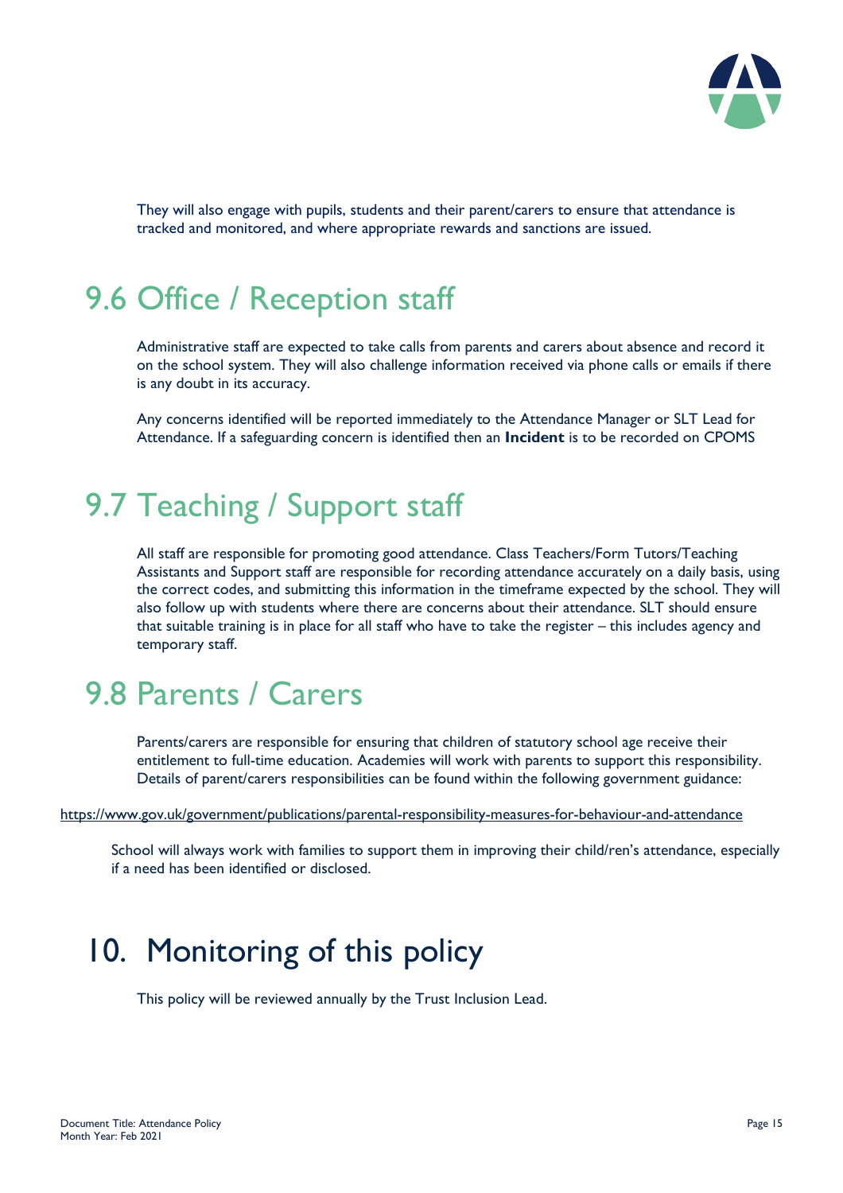They will also engage with pupils, students and their parent/carers to ensure that attendance is tracked and monitored, and where appropriate rewards and sanctions are issued.

## 9.6 Office / Reception staff

Administrative staff are expected to take calls from parents and carers about absence and record it on the school system. They will also challenge information received via phone calls or emails if there is any doubt in its accuracy.

Any concerns identified will be reported immediately to the Attendance Manager or SLT Lead for Attendance. If a safeguarding concern is identified then an **Incident** is to be recorded on CPOMS

## 9.7 Teaching / Support staff

All staff are responsible for promoting good attendance. Class Teachers/Form Tutors/Teaching Assistants and Support staff are responsible for recording attendance accurately on a daily basis, using the correct codes, and submitting this information in the timeframe expected by the school. They will also follow up with students where there are concerns about their attendance. SLT should ensure that suitable training is in place for all staff who have to take the register – this includes agency and temporary staff.

## 9.8 Parents / Carers

Parents/carers are responsible for ensuring that children of statutory school age receive their entitlement to full-time education. Academies will work with parents to support this responsibility. Details of parent/carers responsibilities can be found within the following government guidance:

https://www.gov.uk/government/publications/parental-responsibility-measures-for-behaviour-and-attendance

School will always work with families to support them in improving their child/ren's attendance, especially if a need has been identified or disclosed.

# 10. Monitoring of this policy

This policy will be reviewed annually by the Trust Inclusion Lead.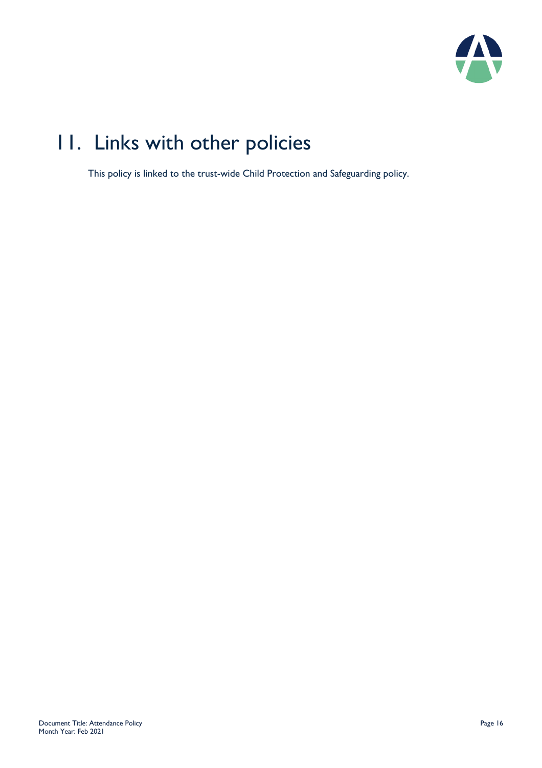# 11. Links with other policies

This policy is linked to the trust-wide Child Protection and Safeguarding policy.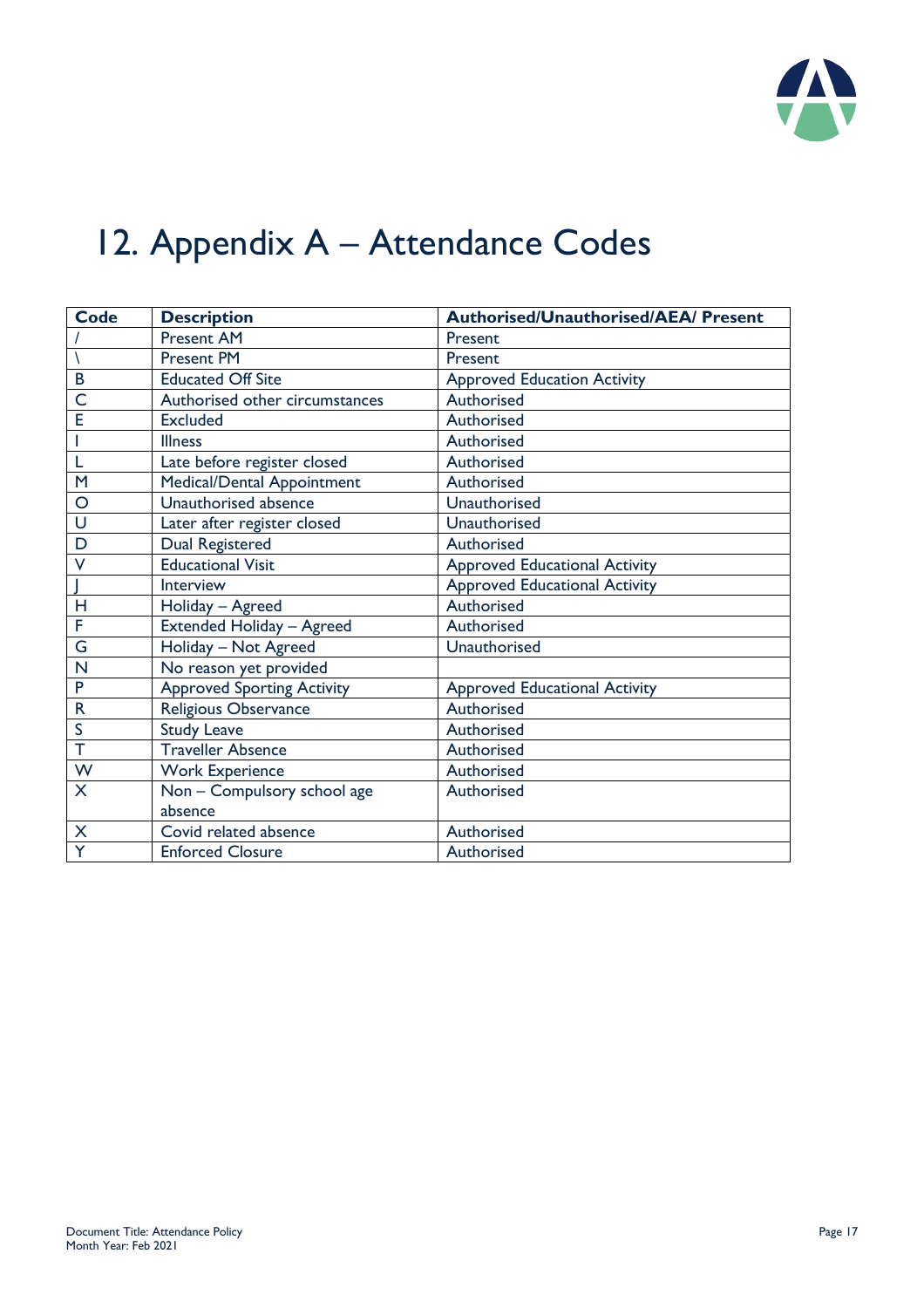# 12. Appendix A – Attendance Codes

| Code | Description | Authorised/Unauthorised/AEA/ Present |
|---|---|---|
| / | Present AM | Present |
| \ | Present PM | Present |
| B | Educated Off Site | Approved Education Activity |
| C | Authorised other circumstances | Authorised |
| E | Excluded | Authorised |
| I | Illness | Authorised |
| L | Late before register closed | Authorised |
| M | Medical/Dental Appointment | Authorised |
| O | Unauthorised absence | Unauthorised |
| U | Later after register closed | Unauthorised |
| D | Dual Registered | Authorised |
| V | Educational Visit | Approved Educational Activity |
| J | Interview | Approved Educational Activity |
| H | Holiday – Agreed | Authorised |
| F | Extended Holiday – Agreed | Authorised |
| G | Holiday – Not Agreed | Unauthorised |
| N | No reason yet provided | |
| P | Approved Sporting Activity | Approved Educational Activity |
| R | Religious Observance | Authorised |
| S | Study Leave | Authorised |
| T | Traveller Absence | Authorised |
| W | Work Experience | Authorised |
| X | Non – Compulsory school age absence | Authorised |
| X | Covid related absence | Authorised |
| Y | Enforced Closure | Authorised |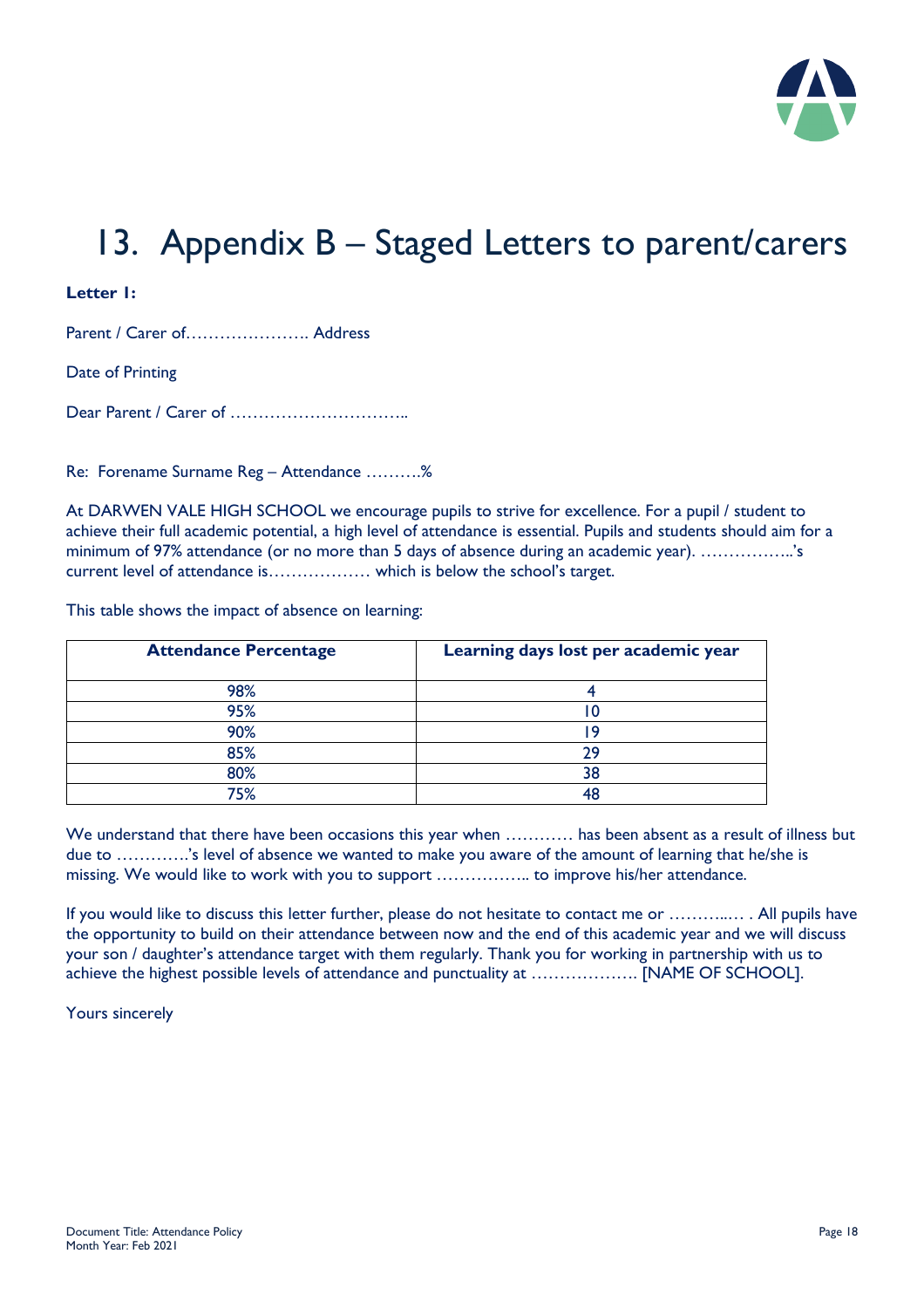# 13. Appendix B – Staged Letters to parent/carers

**Letter 1:**

Parent / Carer of…………………. Address

Date of Printing

Dear Parent / Carer of …………………………..

Re: Forename Surname Reg – Attendance ……….%

At DARWEN VALE HIGH SCHOOL we encourage pupils to strive for excellence. For a pupil / student to achieve their full academic potential, a high level of attendance is essential. Pupils and students should aim for a minimum of 97% attendance (or no more than 5 days of absence during an academic year). ……………..'s current level of attendance is……………… which is below the school's target.

This table shows the impact of absence on learning:

| Attendance Percentage | Learning days lost per academic year |
|---|---|
| 98% | 4 |
| 95% | 10 |
| 90% | 19 |
| 85% | 29 |
| 80% | 38 |
| 75% | 48 |

We understand that there have been occasions this year when ………… has been absent as a result of illness but due to ………….'s level of absence we wanted to make you aware of the amount of learning that he/she is missing. We would like to work with you to support …………….. to improve his/her attendance.

If you would like to discuss this letter further, please do not hesitate to contact me or ………..… . All pupils have the opportunity to build on their attendance between now and the end of this academic year and we will discuss your son / daughter's attendance target with them regularly. Thank you for working in partnership with us to achieve the highest possible levels of attendance and punctuality at ………………. [NAME OF SCHOOL].

Yours sincerely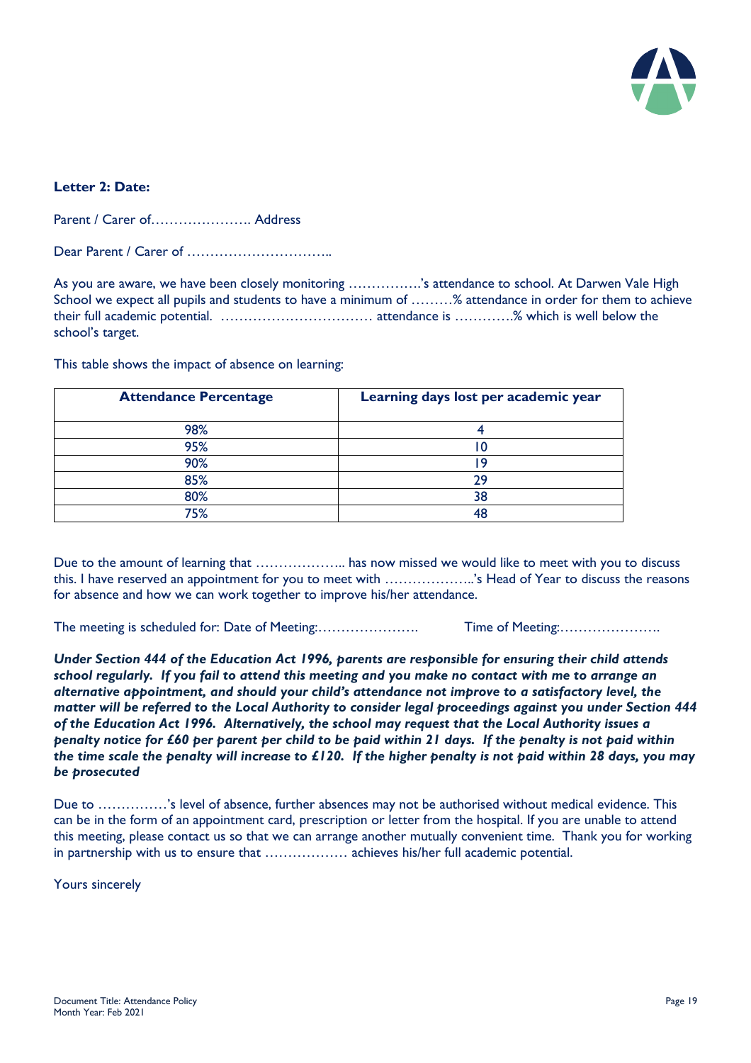**Letter 2: Date:**

Parent / Carer of…………………. Address

Dear Parent / Carer of …………………………..

As you are aware, we have been closely monitoring …………….'s attendance to school. At Darwen Vale High School we expect all pupils and students to have a minimum of ………% attendance in order for them to achieve their full academic potential. …………………………… attendance is ………….% which is well below the school's target.

This table shows the impact of absence on learning:

| Attendance Percentage | Learning days lost per academic year |
|---|---|
| 98% | 4 |
| 95% | 10 |
| 90% | 19 |
| 85% | 29 |
| 80% | 38 |
| 75% | 48 |

Due to the amount of learning that ……………….. has now missed we would like to meet with you to discuss this. I have reserved an appointment for you to meet with ………………..'s Head of Year to discuss the reasons for absence and how we can work together to improve his/her attendance.

The meeting is scheduled for: Date of Meeting:…………………. Time of Meeting:………………….

***Under Section 444 of the Education Act 1996, parents are responsible for ensuring their child attends school regularly. If you fail to attend this meeting and you make no contact with me to arrange an alternative appointment, and should your child's attendance not improve to a satisfactory level, the matter will be referred to the Local Authority to consider legal proceedings against you under Section 444 of the Education Act 1996. Alternatively, the school may request that the Local Authority issues a penalty notice for £60 per parent per child to be paid within 21 days. If the penalty is not paid within the time scale the penalty will increase to £120. If the higher penalty is not paid within 28 days, you may be prosecuted***

Due to ……………'s level of absence, further absences may not be authorised without medical evidence. This can be in the form of an appointment card, prescription or letter from the hospital. If you are unable to attend this meeting, please contact us so that we can arrange another mutually convenient time. Thank you for working in partnership with us to ensure that ……………… achieves his/her full academic potential.

Yours sincerely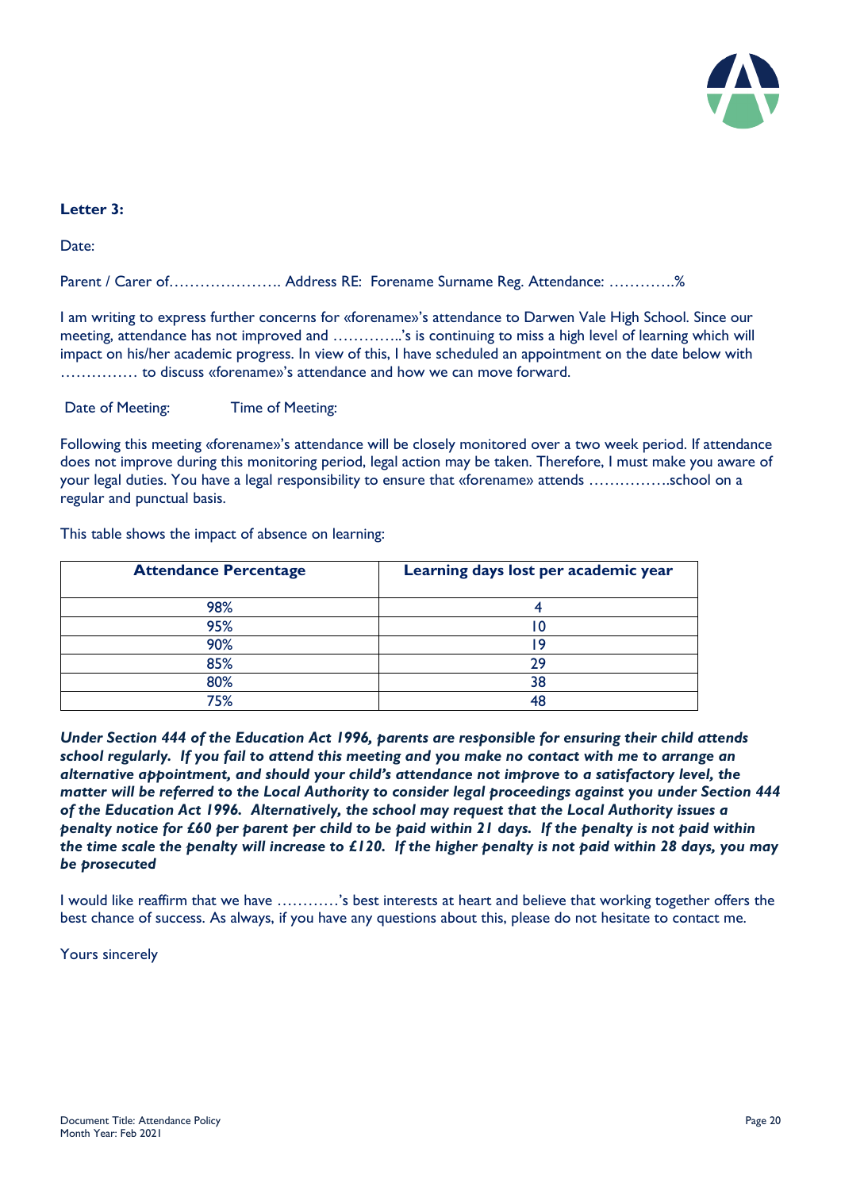**Letter 3:**

Date:

Parent / Carer of…………………. Address RE: Forename Surname Reg. Attendance: ………….%

I am writing to express further concerns for «forename»'s attendance to Darwen Vale High School. Since our meeting, attendance has not improved and …………..'s is continuing to miss a high level of learning which will impact on his/her academic progress. In view of this, I have scheduled an appointment on the date below with …………… to discuss «forename»'s attendance and how we can move forward.

Date of Meeting: Time of Meeting:

Following this meeting «forename»'s attendance will be closely monitored over a two week period. If attendance does not improve during this monitoring period, legal action may be taken. Therefore, I must make you aware of your legal duties. You have a legal responsibility to ensure that «forename» attends …………….school on a regular and punctual basis.

This table shows the impact of absence on learning:

| Attendance Percentage | Learning days lost per academic year |
|---|---|
| 98% | 4 |
| 95% | 10 |
| 90% | 19 |
| 85% | 29 |
| 80% | 38 |
| 75% | 48 |

***Under Section 444 of the Education Act 1996, parents are responsible for ensuring their child attends school regularly. If you fail to attend this meeting and you make no contact with me to arrange an alternative appointment, and should your child's attendance not improve to a satisfactory level, the matter will be referred to the Local Authority to consider legal proceedings against you under Section 444 of the Education Act 1996. Alternatively, the school may request that the Local Authority issues a penalty notice for £60 per parent per child to be paid within 21 days. If the penalty is not paid within the time scale the penalty will increase to £120. If the higher penalty is not paid within 28 days, you may be prosecuted***

I would like reaffirm that we have ………..'s best interests at heart and believe that working together offers the best chance of success. As always, if you have any questions about this, please do not hesitate to contact me.

Yours sincerely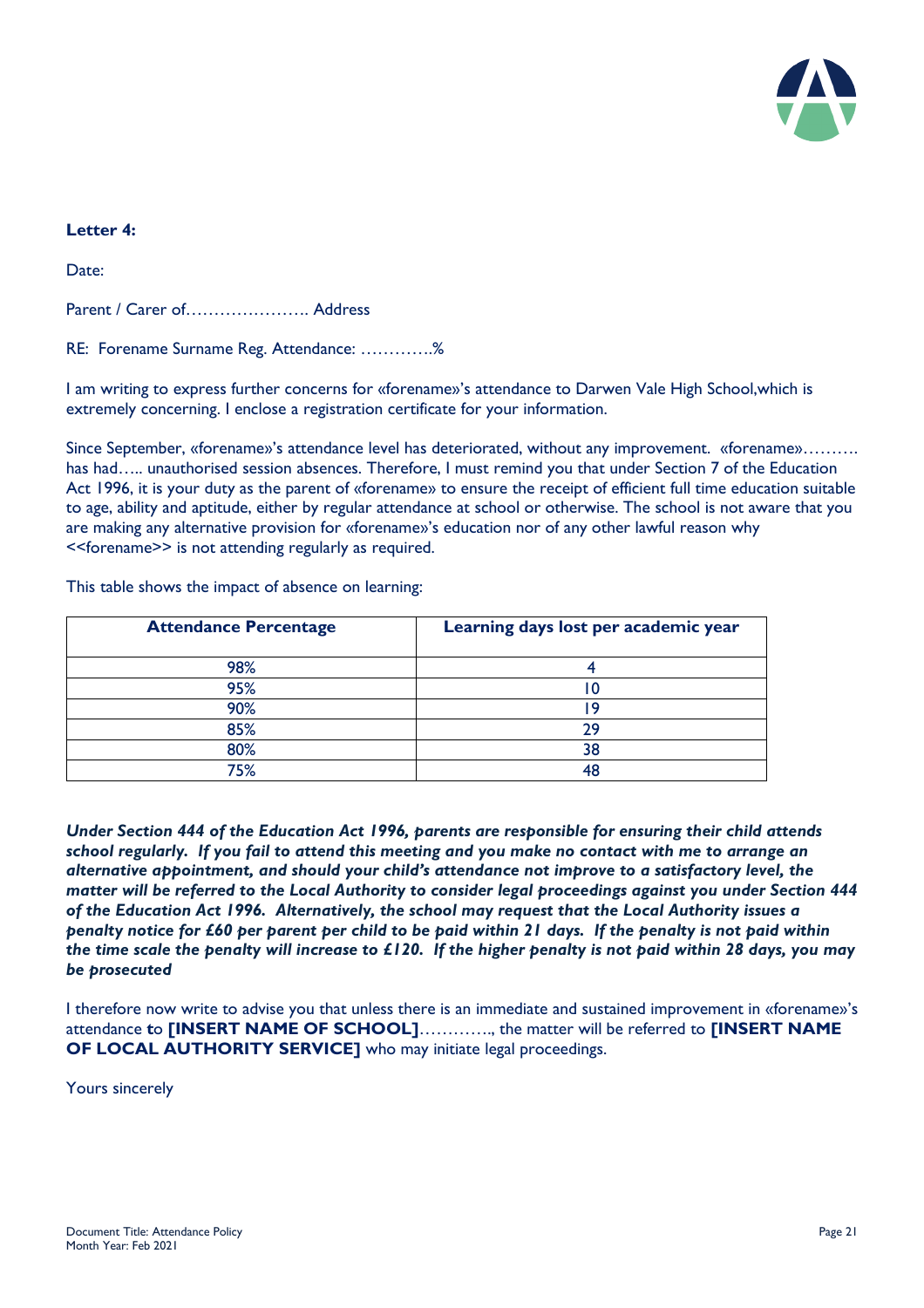**Letter 4:**

Date:

Parent / Carer of…………………. Address

RE: Forename Surname Reg. Attendance: ………….%

I am writing to express further concerns for «forename»'s attendance to Darwen Vale High School,which is extremely concerning. I enclose a registration certificate for your information.

Since September, «forename»'s attendance level has deteriorated, without any improvement. «forename»………. has had….. unauthorised session absences. Therefore, I must remind you that under Section 7 of the Education Act 1996, it is your duty as the parent of «forename» to ensure the receipt of efficient full time education suitable to age, ability and aptitude, either by regular attendance at school or otherwise. The school is not aware that you are making any alternative provision for «forename»'s education nor of any other lawful reason why <<forename>> is not attending regularly as required.

This table shows the impact of absence on learning:

| Attendance Percentage | Learning days lost per academic year |
|---|---|
| 98% | 4 |
| 95% | 10 |
| 90% | 19 |
| 85% | 29 |
| 80% | 38 |
| 75% | 48 |

***Under Section 444 of the Education Act 1996, parents are responsible for ensuring their child attends school regularly. If you fail to attend this meeting and you make no contact with me to arrange an alternative appointment, and should your child's attendance not improve to a satisfactory level, the matter will be referred to the Local Authority to consider legal proceedings against you under Section 444 of the Education Act 1996. Alternatively, the school may request that the Local Authority issues a penalty notice for £60 per parent per child to be paid within 21 days. If the penalty is not paid within the time scale the penalty will increase to £120. If the higher penalty is not paid within 28 days, you may be prosecuted***

I therefore now write to advise you that unless there is an immediate and sustained improvement in «forename»'s attendance to **[INSERT NAME OF SCHOOL]**…………., the matter will be referred to **[INSERT NAME OF LOCAL AUTHORITY SERVICE]** who may initiate legal proceedings.

Yours sincerely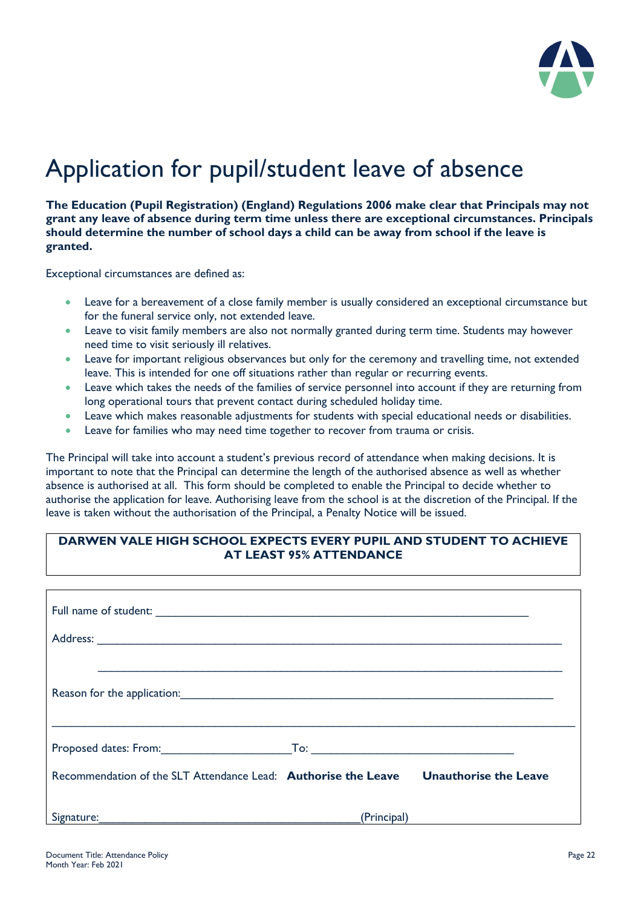# Application for pupil/student leave of absence

**The Education (Pupil Registration) (England) Regulations 2006 make clear that Principals may not grant any leave of absence during term time unless there are exceptional circumstances. Principals should determine the number of school days a child can be away from school if the leave is granted.**

Exceptional circumstances are defined as:

- Leave for a bereavement of a close family member is usually considered an exceptional circumstance but for the funeral service only, not extended leave.
- Leave to visit family members are also not normally granted during term time. Students may however need time to visit seriously ill relatives.
- Leave for important religious observances but only for the ceremony and travelling time, not extended leave. This is intended for one off situations rather than regular or recurring events.
- Leave which takes the needs of the families of service personnel into account if they are returning from long operational tours that prevent contact during scheduled holiday time.
- Leave which makes reasonable adjustments for students with special educational needs or disabilities.
- Leave for families who may need time together to recover from trauma or crisis.

The Principal will take into account a student's previous record of attendance when making decisions. It is important to note that the Principal can determine the length of the authorised absence as well as whether absence is authorised at all. This form should be completed to enable the Principal to decide whether to authorise the application for leave. Authorising leave from the school is at the discretion of the Principal. If the leave is taken without the authorisation of the Principal, a Penalty Notice will be issued.

**DARWEN VALE HIGH SCHOOL EXPECTS EVERY PUPIL AND STUDENT TO ACHIEVE AT LEAST 95% ATTENDANCE**

Full name of student: ____________________________________________________________

Address: ____________________________________________________________________________

____________________________________________________________________________

Reason for the application: ____________________________________________________________

____________________________________________________________________________

Proposed dates: From: ____________________ To: ______________________________

Recommendation of the SLT Attendance Lead: **Authorise the Leave** **Unauthorise the Leave**

Signature: ________________________________________ (Principal)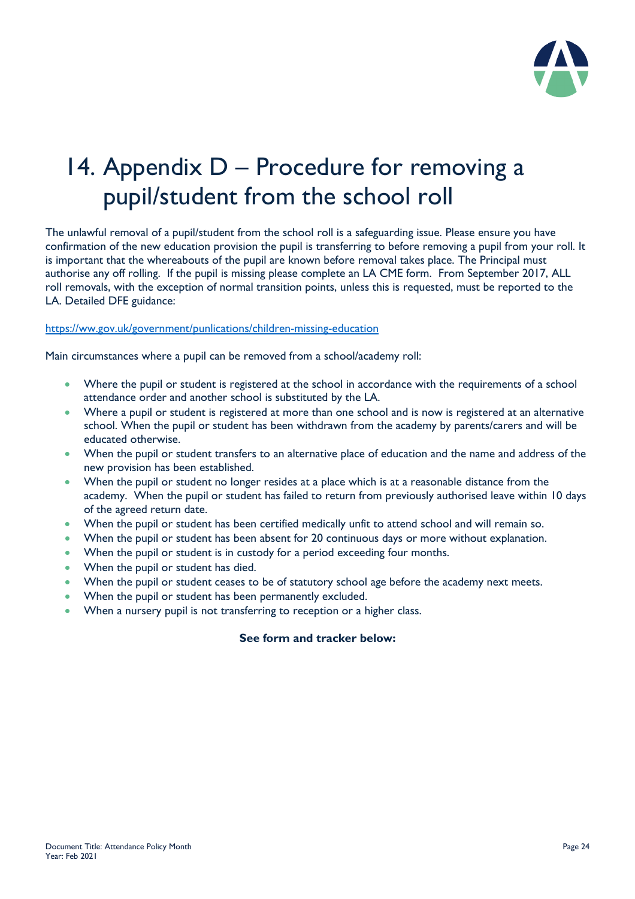# 14. Appendix D – Procedure for removing a pupil/student from the school roll

The unlawful removal of a pupil/student from the school roll is a safeguarding issue. Please ensure you have confirmation of the new education provision the pupil is transferring to before removing a pupil from your roll. It is important that the whereabouts of the pupil are known before removal takes place. The Principal must authorise any off rolling. If the pupil is missing please complete an LA CME form. From September 2017, ALL roll removals, with the exception of normal transition points, unless this is requested, must be reported to the LA. Detailed DFE guidance:

https://ww.gov.uk/government/punlications/children-missing-education

Main circumstances where a pupil can be removed from a school/academy roll:

- Where the pupil or student is registered at the school in accordance with the requirements of a school attendance order and another school is substituted by the LA.
- Where a pupil or student is registered at more than one school and is now is registered at an alternative school. When the pupil or student has been withdrawn from the academy by parents/carers and will be educated otherwise.
- When the pupil or student transfers to an alternative place of education and the name and address of the new provision has been established.
- When the pupil or student no longer resides at a place which is at a reasonable distance from the academy. When the pupil or student has failed to return from previously authorised leave within 10 days of the agreed return date.
- When the pupil or student has been certified medically unfit to attend school and will remain so.
- When the pupil or student has been absent for 20 continuous days or more without explanation.
- When the pupil or student is in custody for a period exceeding four months.
- When the pupil or student has died.
- When the pupil or student ceases to be of statutory school age before the academy next meets.
- When the pupil or student has been permanently excluded.
- When a nursery pupil is not transferring to reception or a higher class.

**See form and tracker below:**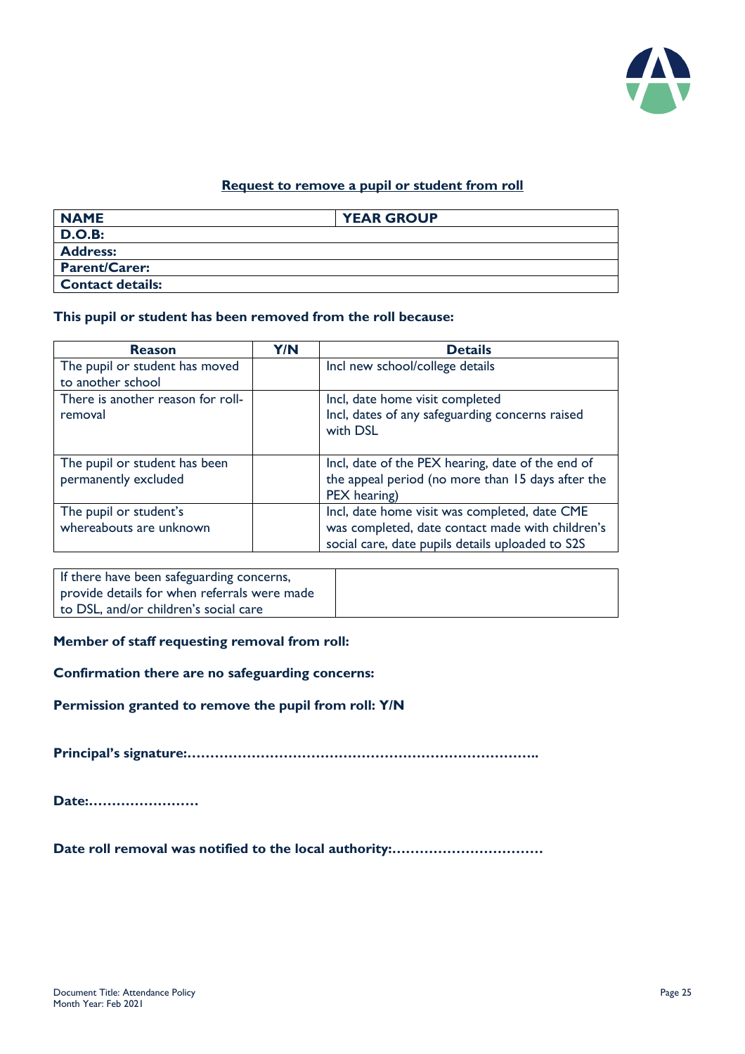## Request to remove a pupil or student from roll

| NAME | YEAR GROUP |
|---|---|
| **D.O.B:** | |
| **Address:** | |
| **Parent/Carer:** | |
| **Contact details:** | |

**This pupil or student has been removed from the roll because:**

| Reason | Y/N | Details |
|---|---|---|
| The pupil or student has moved to another school | | Incl new school/college details |
| There is another reason for roll-removal | | Incl, date home visit completed<br>Incl, dates of any safeguarding concerns raised with DSL |
| The pupil or student has been permanently excluded | | Incl, date of the PEX hearing, date of the end of the appeal period (no more than 15 days after the PEX hearing) |
| The pupil or student's whereabouts are unknown | | Incl, date home visit was completed, date CME was completed, date contact made with children's social care, date pupils details uploaded to S2S |

| If there have been safeguarding concerns, provide details for when referrals were made to DSL, and/or children's social care | |
|---|---|

**Member of staff requesting removal from roll:**

**Confirmation there are no safeguarding concerns:**

**Permission granted to remove the pupil from roll: Y/N**

**Principal's signature:…………………………………………………………………..**

**Date:……………………**

**Date roll removal was notified to the local authority:……………………………**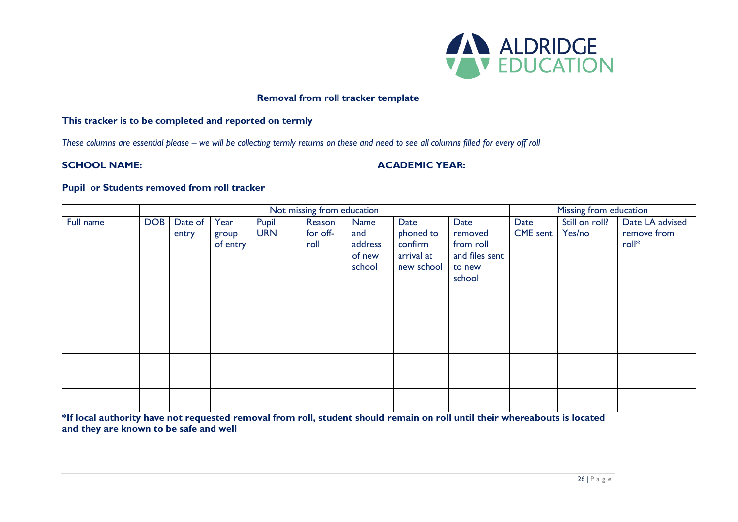**Removal from roll tracker template**

**This tracker is to be completed and reported on termly**

*These columns are essential please – we will be collecting termly returns on these and need to see all columns filled for every off roll*

**SCHOOL NAME:** **ACADEMIC YEAR:**

**Pupil or Students removed from roll tracker**

| | Not missing from education | | | | | | | | Missing from education | | |
|---|---|---|---|---|---|---|---|---|---|---|---|
| Full name | DOB | Date of entry | Year group of entry | Pupil URN | Reason for off-roll | Name and address of new school | Date phoned to confirm arrival at new school | Date removed from roll and files sent to new school | Date CME sent | Still on roll? Yes/no | Date LA advised remove from roll* |
| | | | | | | | | | | | |
| | | | | | | | | | | | |
| | | | | | | | | | | | |
| | | | | | | | | | | | |
| | | | | | | | | | | | |
| | | | | | | | | | | | |
| | | | | | | | | | | | |
| | | | | | | | | | | | |
| | | | | | | | | | | | |
| | | | | | | | | | | | |
| | | | | | | | | | | | |

**\*If local authority have not requested removal from roll, student should remain on roll until their whereabouts is located and they are known to be safe and well**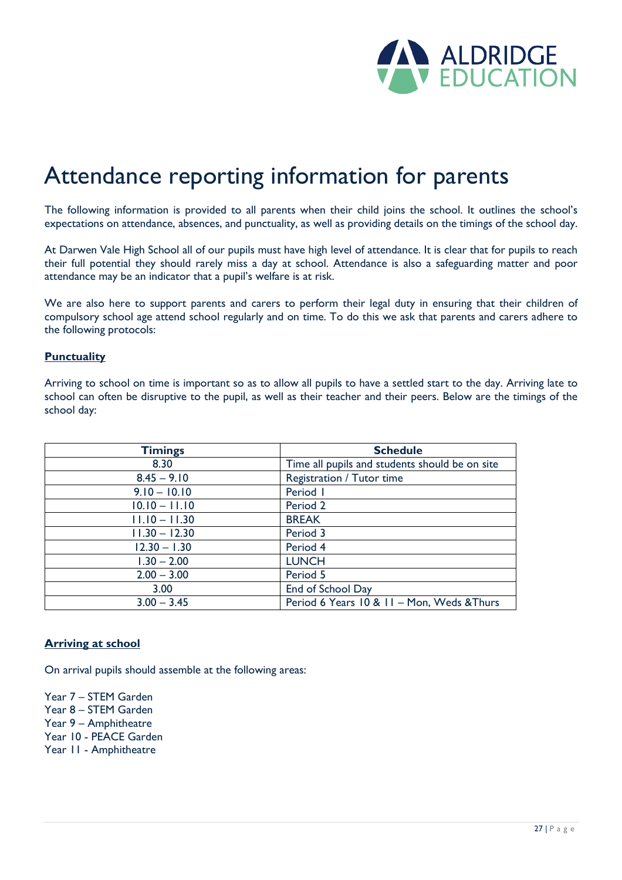# Attendance reporting information for parents

The following information is provided to all parents when their child joins the school. It outlines the school's expectations on attendance, absences, and punctuality, as well as providing details on the timings of the school day.

At Darwen Vale High School all of our pupils must have high level of attendance. It is clear that for pupils to reach their full potential they should rarely miss a day at school. Attendance is also a safeguarding matter and poor attendance may be an indicator that a pupil's welfare is at risk.

We are also here to support parents and carers to perform their legal duty in ensuring that their children of compulsory school age attend school regularly and on time. To do this we ask that parents and carers adhere to the following protocols:

**Punctuality**

Arriving to school on time is important so as to allow all pupils to have a settled start to the day. Arriving late to school can often be disruptive to the pupil, as well as their teacher and their peers. Below are the timings of the school day:

| Timings | Schedule |
|---|---|
| 8.30 | Time all pupils and students should be on site |
| 8.45 – 9.10 | Registration / Tutor time |
| 9.10 – 10.10 | Period 1 |
| 10.10 – 11.10 | Period 2 |
| 11.10 – 11.30 | BREAK |
| 11.30 – 12.30 | Period 3 |
| 12.30 – 1.30 | Period 4 |
| 1.30 – 2.00 | LUNCH |
| 2.00 – 3.00 | Period 5 |
| 3.00 | End of School Day |
| 3.00 – 3.45 | Period 6 Years 10 & 11 – Mon, Weds &Thurs |

**Arriving at school**

On arrival pupils should assemble at the following areas:

Year 7 – STEM Garden
Year 8 – STEM Garden
Year 9 – Amphitheatre
Year 10 - PEACE Garden
Year 11 - Amphitheatre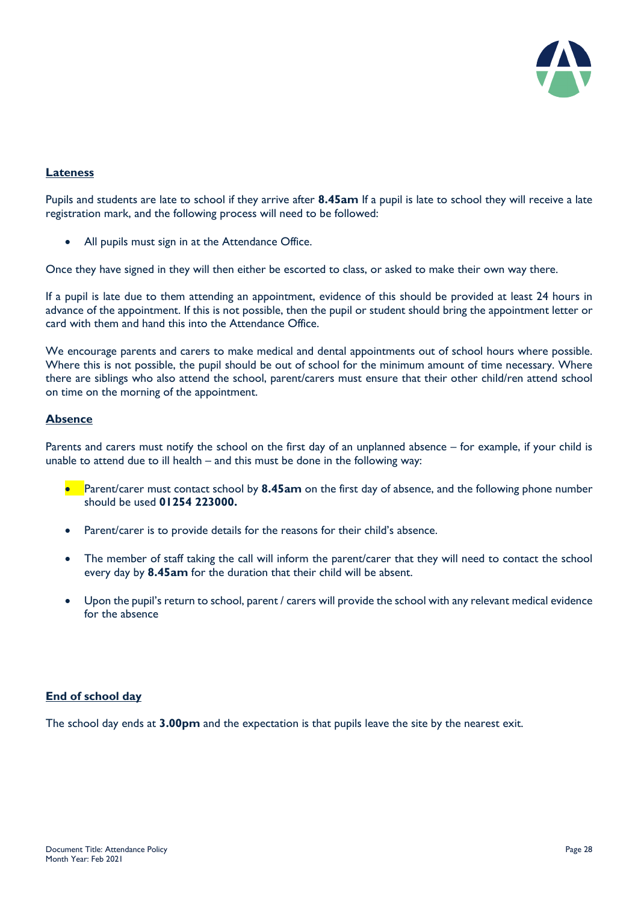## Lateness

Pupils and students are late to school if they arrive after **8.45am** If a pupil is late to school they will receive a late registration mark, and the following process will need to be followed:

- All pupils must sign in at the Attendance Office.

Once they have signed in they will then either be escorted to class, or asked to make their own way there.

If a pupil is late due to them attending an appointment, evidence of this should be provided at least 24 hours in advance of the appointment. If this is not possible, then the pupil or student should bring the appointment letter or card with them and hand this into the Attendance Office.

We encourage parents and carers to make medical and dental appointments out of school hours where possible. Where this is not possible, the pupil should be out of school for the minimum amount of time necessary. Where there are siblings who also attend the school, parent/carers must ensure that their other child/ren attend school on time on the morning of the appointment.

## Absence

Parents and carers must notify the school on the first day of an unplanned absence – for example, if your child is unable to attend due to ill health – and this must be done in the following way:

- Parent/carer must contact school by **8.45am** on the first day of absence, and the following phone number should be used **01254 223000.**
- Parent/carer is to provide details for the reasons for their child's absence.
- The member of staff taking the call will inform the parent/carer that they will need to contact the school every day by **8.45am** for the duration that their child will be absent.
- Upon the pupil's return to school, parent / carers will provide the school with any relevant medical evidence for the absence

## End of school day

The school day ends at **3.00pm** and the expectation is that pupils leave the site by the nearest exit.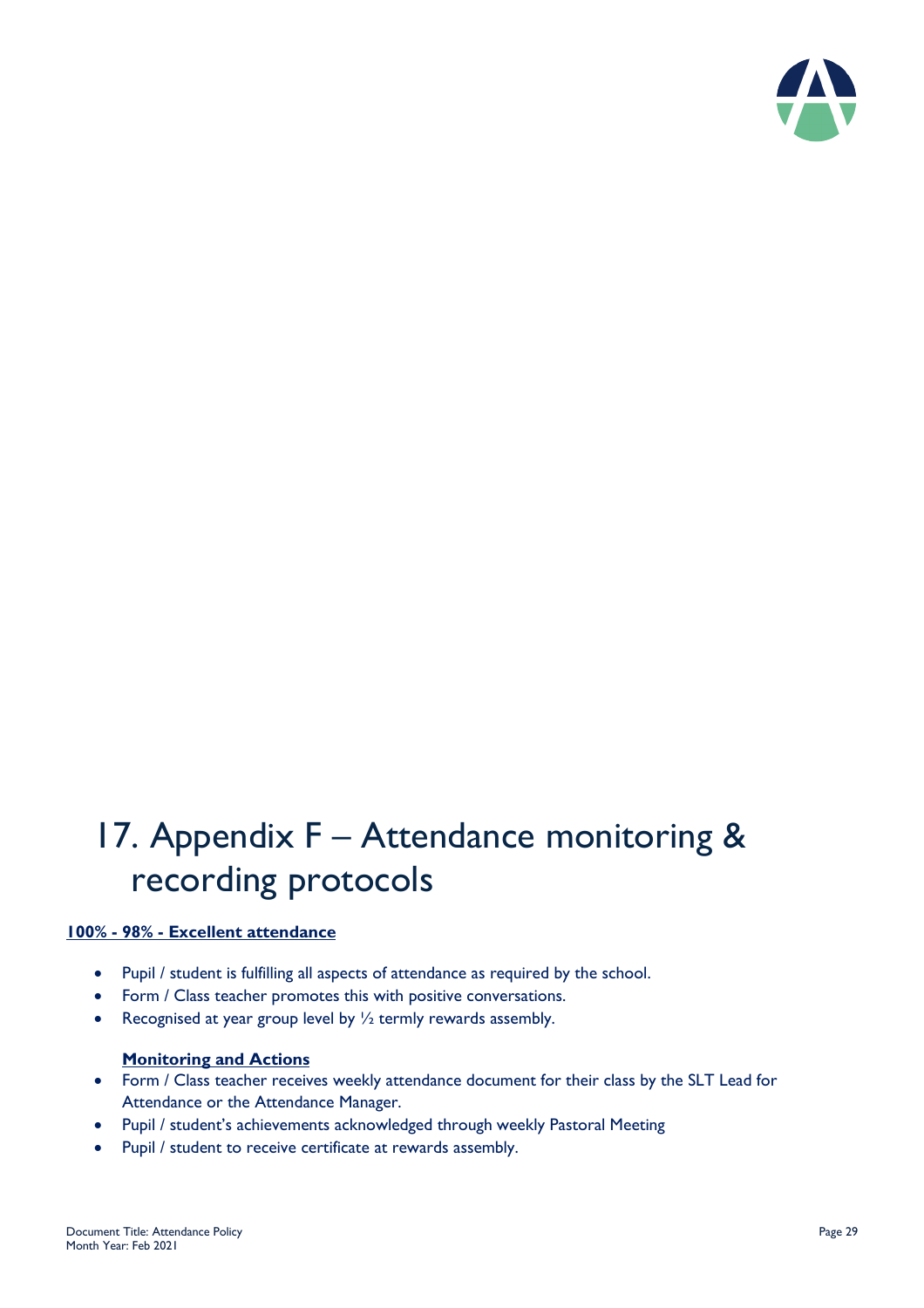# 17. Appendix F – Attendance monitoring & recording protocols

**100% - 98% - Excellent attendance**

- Pupil / student is fulfilling all aspects of attendance as required by the school.
- Form / Class teacher promotes this with positive conversations.
- Recognised at year group level by ½ termly rewards assembly.

**Monitoring and Actions**

- Form / Class teacher receives weekly attendance document for their class by the SLT Lead for Attendance or the Attendance Manager.
- Pupil / student's achievements acknowledged through weekly Pastoral Meeting
- Pupil / student to receive certificate at rewards assembly.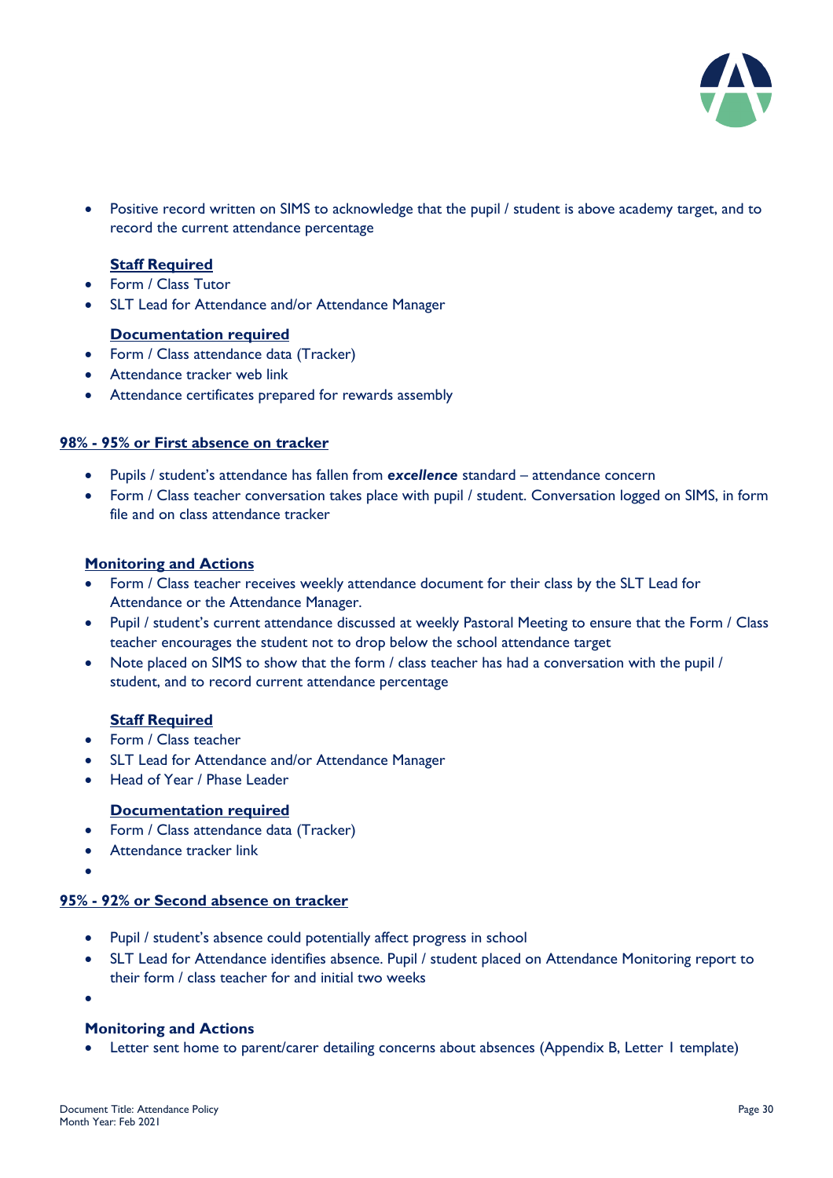- Positive record written on SIMS to acknowledge that the pupil / student is above academy target, and to record the current attendance percentage

**Staff Required**

- Form / Class Tutor
- SLT Lead for Attendance and/or Attendance Manager

**Documentation required**

- Form / Class attendance data (Tracker)
- Attendance tracker web link
- Attendance certificates prepared for rewards assembly

**98% - 95% or First absence on tracker**

- Pupils / student's attendance has fallen from ***excellence*** standard – attendance concern
- Form / Class teacher conversation takes place with pupil / student. Conversation logged on SIMS, in form file and on class attendance tracker

**Monitoring and Actions**

- Form / Class teacher receives weekly attendance document for their class by the SLT Lead for Attendance or the Attendance Manager.
- Pupil / student's current attendance discussed at weekly Pastoral Meeting to ensure that the Form / Class teacher encourages the student not to drop below the school attendance target
- Note placed on SIMS to show that the form / class teacher has had a conversation with the pupil / student, and to record current attendance percentage

**Staff Required**

- Form / Class teacher
- SLT Lead for Attendance and/or Attendance Manager
- Head of Year / Phase Leader

**Documentation required**

- Form / Class attendance data (Tracker)
- Attendance tracker link

**95% - 92% or Second absence on tracker**

- Pupil / student's absence could potentially affect progress in school
- SLT Lead for Attendance identifies absence. Pupil / student placed on Attendance Monitoring report to their form / class teacher for and initial two weeks

**Monitoring and Actions**

- Letter sent home to parent/carer detailing concerns about absences (Appendix B, Letter 1 template)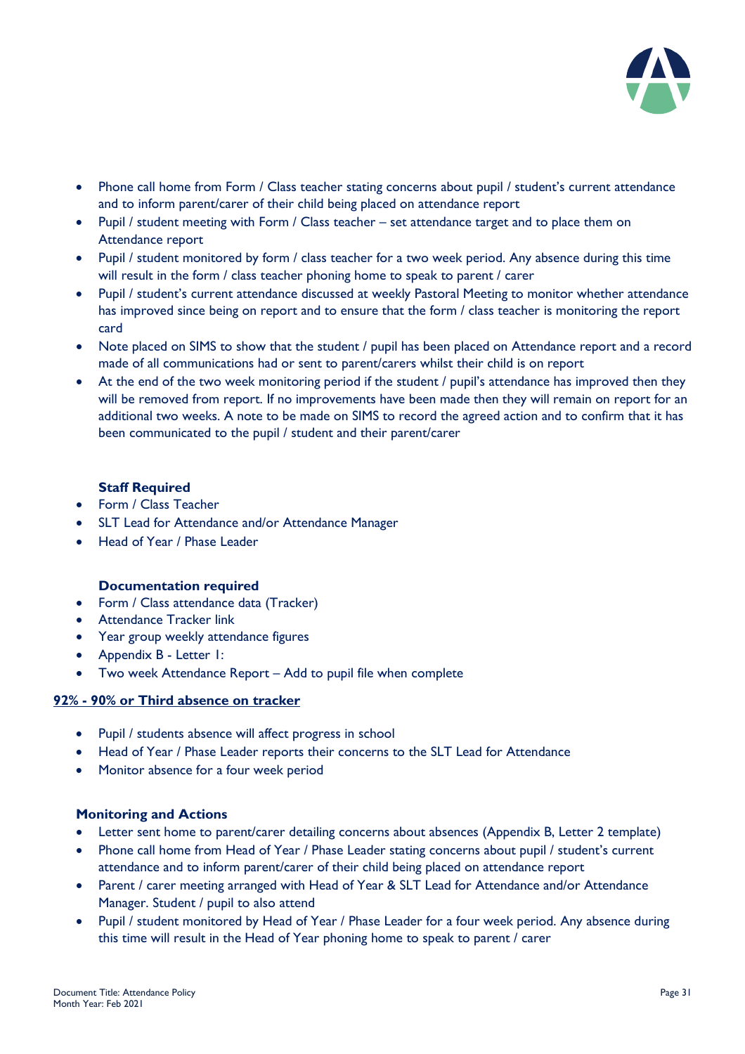- Phone call home from Form / Class teacher stating concerns about pupil / student's current attendance and to inform parent/carer of their child being placed on attendance report
- Pupil / student meeting with Form / Class teacher – set attendance target and to place them on Attendance report
- Pupil / student monitored by form / class teacher for a two week period. Any absence during this time will result in the form / class teacher phoning home to speak to parent / carer
- Pupil / student's current attendance discussed at weekly Pastoral Meeting to monitor whether attendance has improved since being on report and to ensure that the form / class teacher is monitoring the report card
- Note placed on SIMS to show that the student / pupil has been placed on Attendance report and a record made of all communications had or sent to parent/carers whilst their child is on report
- At the end of the two week monitoring period if the student / pupil's attendance has improved then they will be removed from report. If no improvements have been made then they will remain on report for an additional two weeks. A note to be made on SIMS to record the agreed action and to confirm that it has been communicated to the pupil / student and their parent/carer

**Staff Required**

- Form / Class Teacher
- SLT Lead for Attendance and/or Attendance Manager
- Head of Year / Phase Leader

**Documentation required**

- Form / Class attendance data (Tracker)
- Attendance Tracker link
- Year group weekly attendance figures
- Appendix B - Letter 1:
- Two week Attendance Report – Add to pupil file when complete

**<u>92% - 90% or Third absence on tracker</u>**

- Pupil / students absence will affect progress in school
- Head of Year / Phase Leader reports their concerns to the SLT Lead for Attendance
- Monitor absence for a four week period

**Monitoring and Actions**

- Letter sent home to parent/carer detailing concerns about absences (Appendix B, Letter 2 template)
- Phone call home from Head of Year / Phase Leader stating concerns about pupil / student's current attendance and to inform parent/carer of their child being placed on attendance report
- Parent / carer meeting arranged with Head of Year & SLT Lead for Attendance and/or Attendance Manager. Student / pupil to also attend
- Pupil / student monitored by Head of Year / Phase Leader for a four week period. Any absence during this time will result in the Head of Year phoning home to speak to parent / carer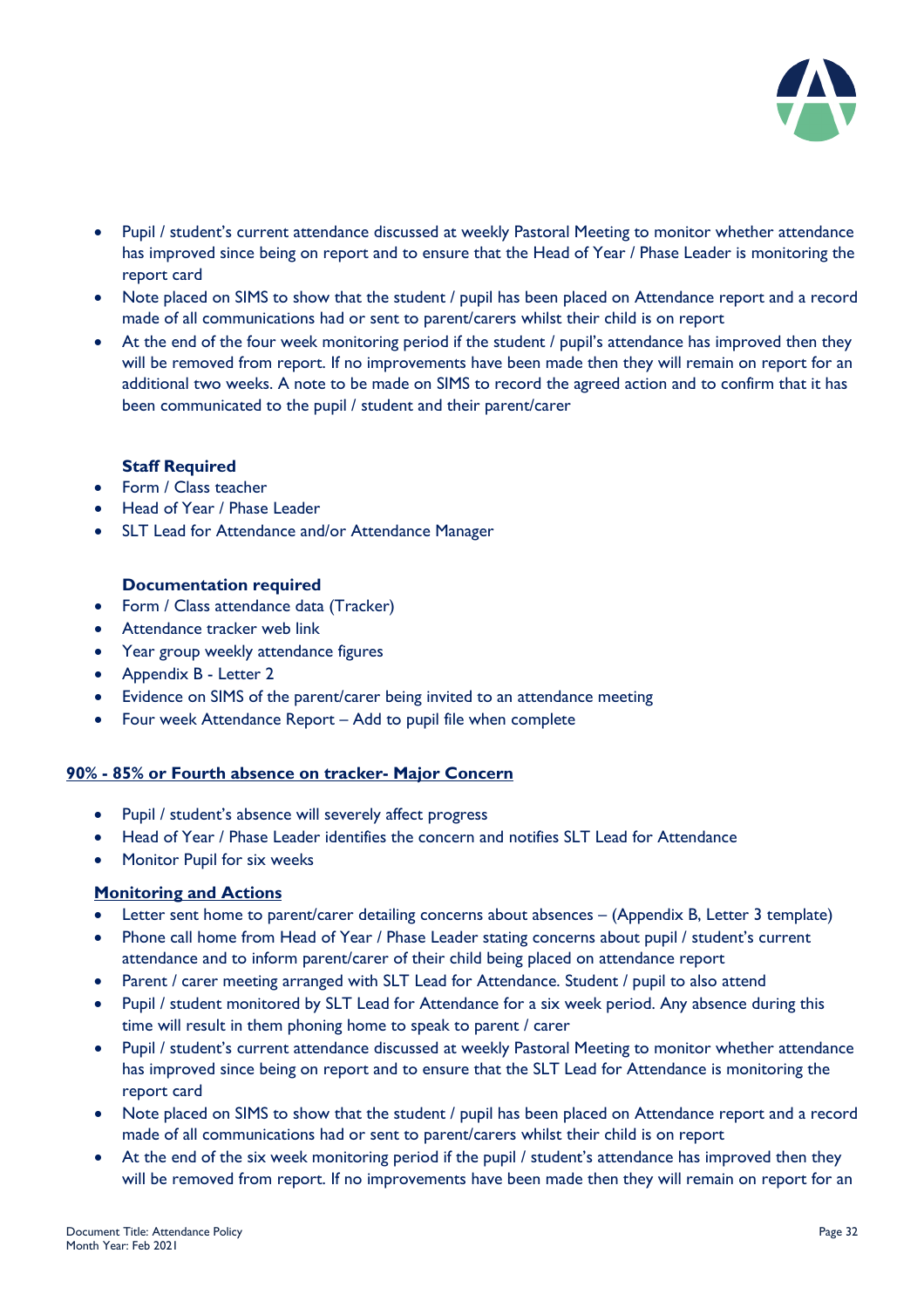- Pupil / student's current attendance discussed at weekly Pastoral Meeting to monitor whether attendance has improved since being on report and to ensure that the Head of Year / Phase Leader is monitoring the report card
- Note placed on SIMS to show that the student / pupil has been placed on Attendance report and a record made of all communications had or sent to parent/carers whilst their child is on report
- At the end of the four week monitoring period if the student / pupil's attendance has improved then they will be removed from report. If no improvements have been made then they will remain on report for an additional two weeks. A note to be made on SIMS to record the agreed action and to confirm that it has been communicated to the pupil / student and their parent/carer

**Staff Required**

- Form / Class teacher
- Head of Year / Phase Leader
- SLT Lead for Attendance and/or Attendance Manager

**Documentation required**

- Form / Class attendance data (Tracker)
- Attendance tracker web link
- Year group weekly attendance figures
- Appendix B - Letter 2
- Evidence on SIMS of the parent/carer being invited to an attendance meeting
- Four week Attendance Report – Add to pupil file when complete

**<u>90% - 85% or Fourth absence on tracker- Major Concern</u>**

- Pupil / student's absence will severely affect progress
- Head of Year / Phase Leader identifies the concern and notifies SLT Lead for Attendance
- Monitor Pupil for six weeks

**<u>Monitoring and Actions</u>**

- Letter sent home to parent/carer detailing concerns about absences – (Appendix B, Letter 3 template)
- Phone call home from Head of Year / Phase Leader stating concerns about pupil / student's current attendance and to inform parent/carer of their child being placed on attendance report
- Parent / carer meeting arranged with SLT Lead for Attendance. Student / pupil to also attend
- Pupil / student monitored by SLT Lead for Attendance for a six week period. Any absence during this time will result in them phoning home to speak to parent / carer
- Pupil / student's current attendance discussed at weekly Pastoral Meeting to monitor whether attendance has improved since being on report and to ensure that the SLT Lead for Attendance is monitoring the report card
- Note placed on SIMS to show that the student / pupil has been placed on Attendance report and a record made of all communications had or sent to parent/carers whilst their child is on report
- At the end of the six week monitoring period if the pupil / student's attendance has improved then they will be removed from report. If no improvements have been made then they will remain on report for an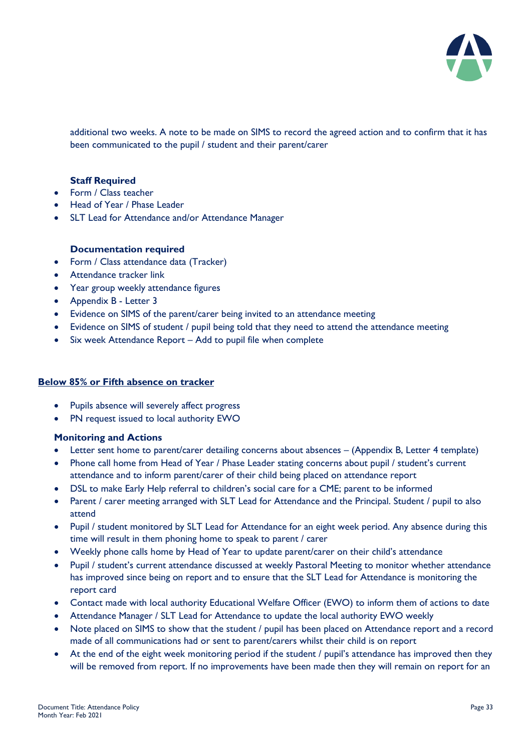additional two weeks. A note to be made on SIMS to record the agreed action and to confirm that it has been communicated to the pupil / student and their parent/carer

**Staff Required**

- Form / Class teacher
- Head of Year / Phase Leader
- SLT Lead for Attendance and/or Attendance Manager

**Documentation required**

- Form / Class attendance data (Tracker)
- Attendance tracker link
- Year group weekly attendance figures
- Appendix B - Letter 3
- Evidence on SIMS of the parent/carer being invited to an attendance meeting
- Evidence on SIMS of student / pupil being told that they need to attend the attendance meeting
- Six week Attendance Report – Add to pupil file when complete

**<u>Below 85% or Fifth absence on tracker</u>**

- Pupils absence will severely affect progress
- PN request issued to local authority EWO

**Monitoring and Actions**

- Letter sent home to parent/carer detailing concerns about absences – (Appendix B, Letter 4 template)
- Phone call home from Head of Year / Phase Leader stating concerns about pupil / student's current attendance and to inform parent/carer of their child being placed on attendance report
- DSL to make Early Help referral to children's social care for a CME; parent to be informed
- Parent / carer meeting arranged with SLT Lead for Attendance and the Principal. Student / pupil to also attend
- Pupil / student monitored by SLT Lead for Attendance for an eight week period. Any absence during this time will result in them phoning home to speak to parent / carer
- Weekly phone calls home by Head of Year to update parent/carer on their child's attendance
- Pupil / student's current attendance discussed at weekly Pastoral Meeting to monitor whether attendance has improved since being on report and to ensure that the SLT Lead for Attendance is monitoring the report card
- Contact made with local authority Educational Welfare Officer (EWO) to inform them of actions to date
- Attendance Manager / SLT Lead for Attendance to update the local authority EWO weekly
- Note placed on SIMS to show that the student / pupil has been placed on Attendance report and a record made of all communications had or sent to parent/carers whilst their child is on report
- At the end of the eight week monitoring period if the student / pupil's attendance has improved then they will be removed from report. If no improvements have been made then they will remain on report for an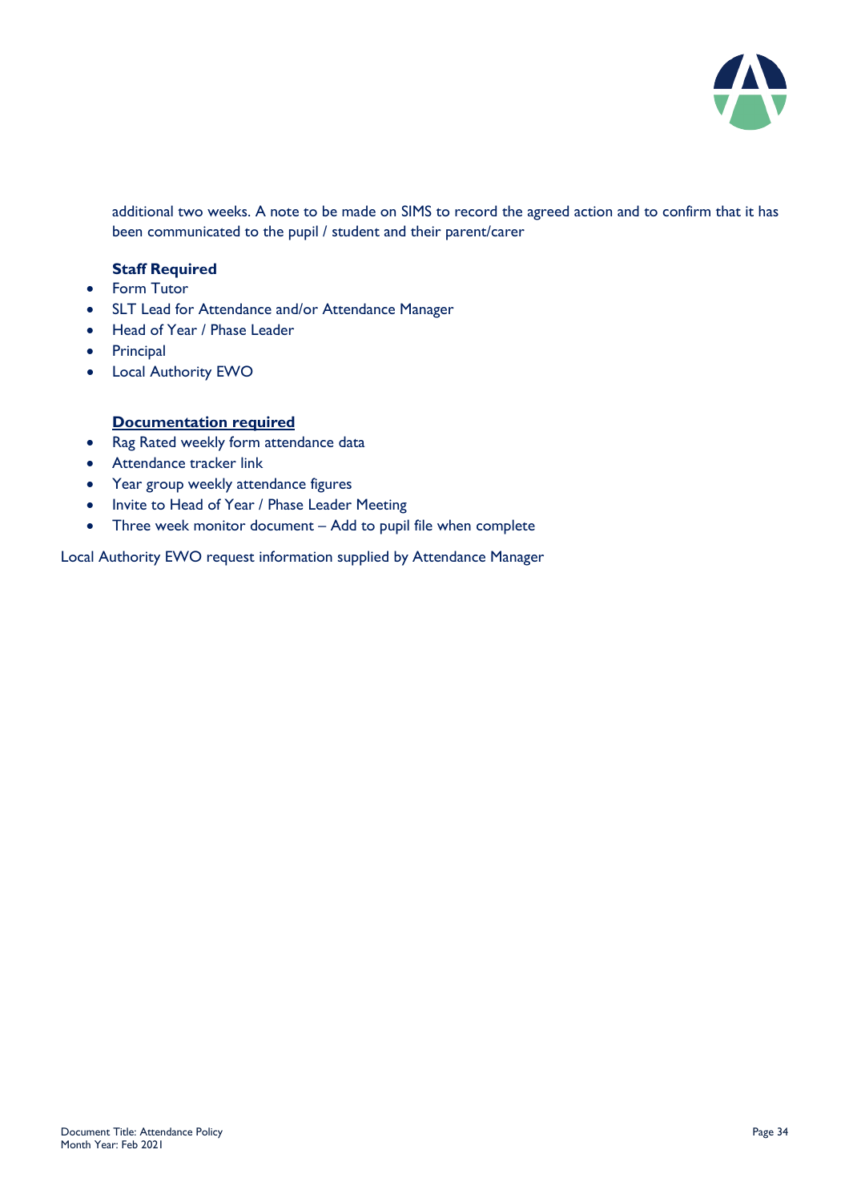additional two weeks. A note to be made on SIMS to record the agreed action and to confirm that it has been communicated to the pupil / student and their parent/carer

**Staff Required**

- Form Tutor
- SLT Lead for Attendance and/or Attendance Manager
- Head of Year / Phase Leader
- Principal
- Local Authority EWO

**Documentation required**

- Rag Rated weekly form attendance data
- Attendance tracker link
- Year group weekly attendance figures
- Invite to Head of Year / Phase Leader Meeting
- Three week monitor document – Add to pupil file when complete

Local Authority EWO request information supplied by Attendance Manager